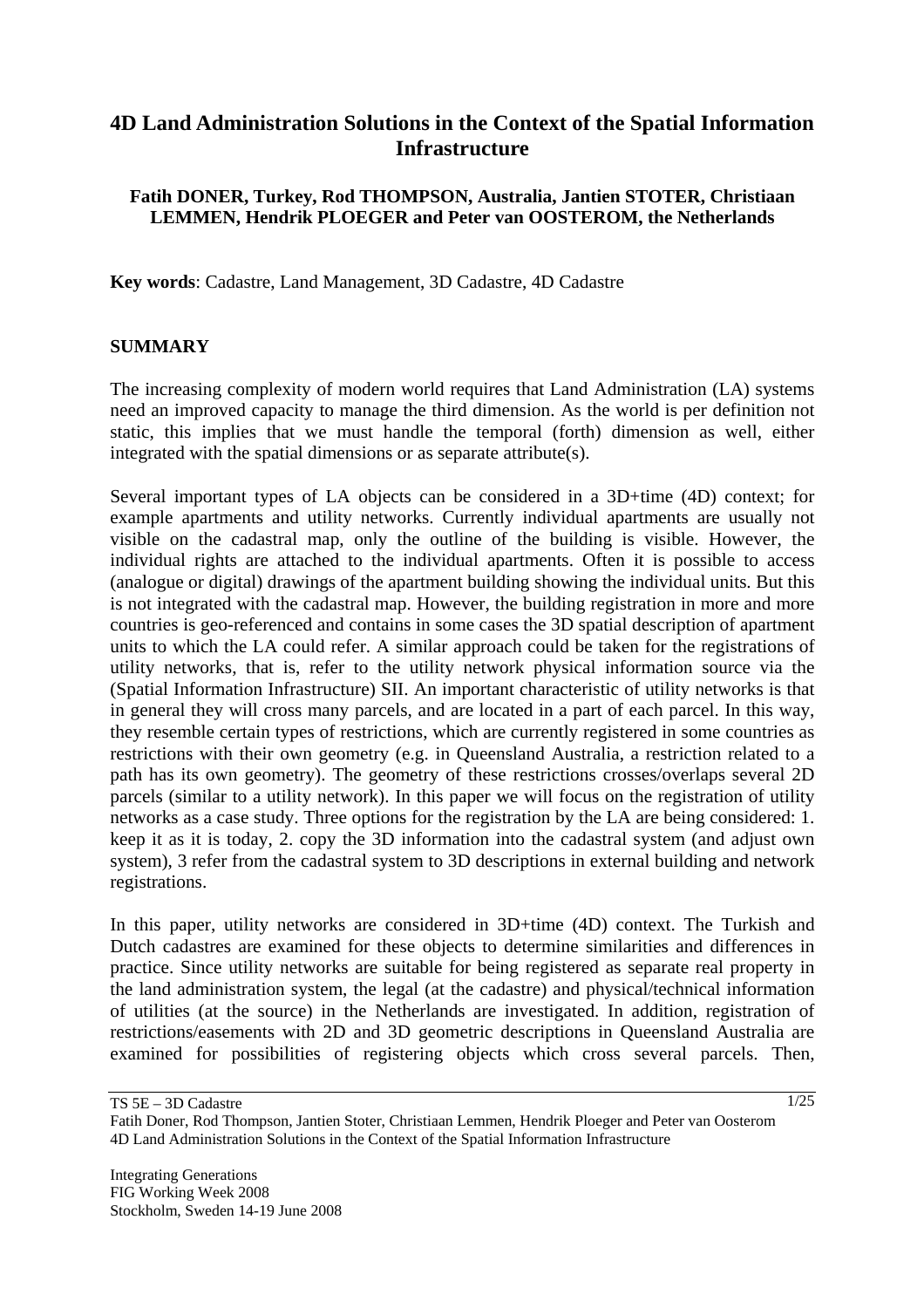# 4D Land Administration Solutions in the Context of the Spatial Information Infrastructure

**Fatih DONER, Turkey, Rod THOMPSON, Australia, Jantien STOTER, Christiaan LEMMEN, Hendrik PLOEGER and Peter van OOSTEROM, the Netherlands**

**Key words**: Cadastre, Land Management, 3D Cadastre, 4D Cadastre

## SUMMARY

The increasing complexity of modern world requires that Land Administration (LA) systems need an improved capacity to manage the third dimension. As the world is per definition not static, this implies that we must handle the temporal (forth) dimension as well, either integrated with the spatial dimensions or as separate attribute(s).

Several important types of LA objects can be considered in a 3D+time (4D) context; for example apartments and utility networks. Currently individual apartments are usually not visible on the cadastral map, only the outline of the building is visible. However, the individual rights are attached to the individual apartments. Often it is possible to access (analogue or digital) drawings of the apartment building showing the individual units. But this is not integrated with the cadastral map. However, the building registration in more and more countries is geo-referenced and contains in some cases the 3D spatial description of apartment units to which the LA could refer. A similar approach could be taken for the registrations of utility networks, that is, refer to the utility network physical information source via the (Spatial Information Infrastructure) SII. An important characteristic of utility networks is that in general they will cross many parcels, and are located in a part of each parcel. In this way, they resemble certain types of restrictions, which are currently registered in some countries as restrictions with their own geometry (e.g. in Queensland Australia, a restriction related to a path has its own geometry). The geometry of these restrictions crosses/overlaps several 2D parcels (similar to a utility network). In this paper we will focus on the registration of utility networks as a case study. Three options for the registration by the LA are being considered: 1. keep it as it is today, 2. copy the 3D information into the cadastral system (and adjust own system), 3 refer from the cadastral system to 3D descriptions in external building and network registrations.

In this paper, utility networks are considered in 3D+time (4D) context. The Turkish and Dutch cadastres are examined for these objects to determine similarities and differences in practice. Since utility networks are suitable for being registered as separate real property in the land administration system, the legal (at the cadastre) and physical/technical information of utilities (at the source) in the Netherlands are investigated. In addition, registration of restrictions/easements with 2D and 3D geometric descriptions in Queensland Australia are examined for possibilities of registering objects which cross several parcels. Then,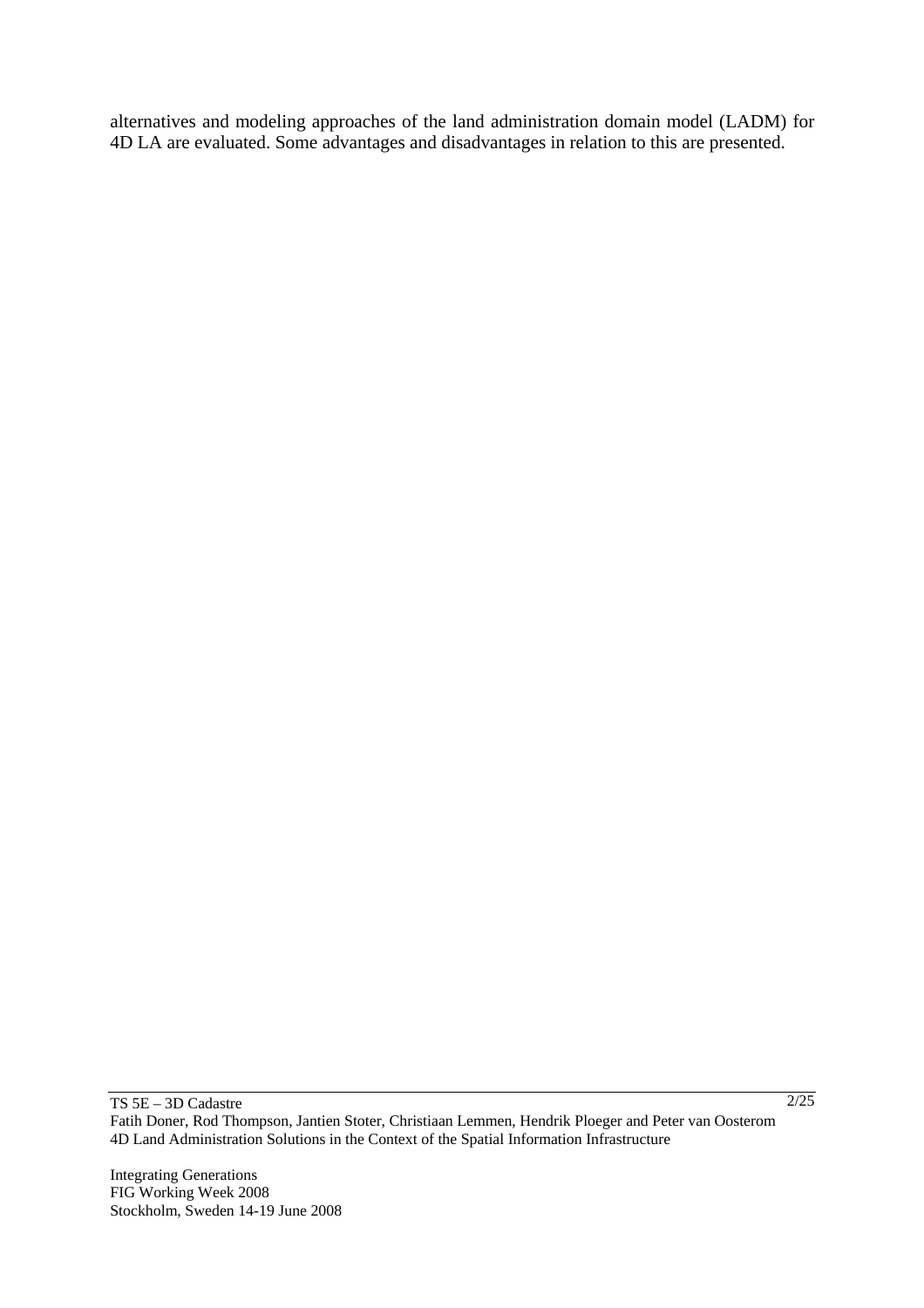alternatives and modeling approaches of the land administration domain model (LADM) for 4D LA are evaluated. Some advantages and disadvantages in relation to this are presented.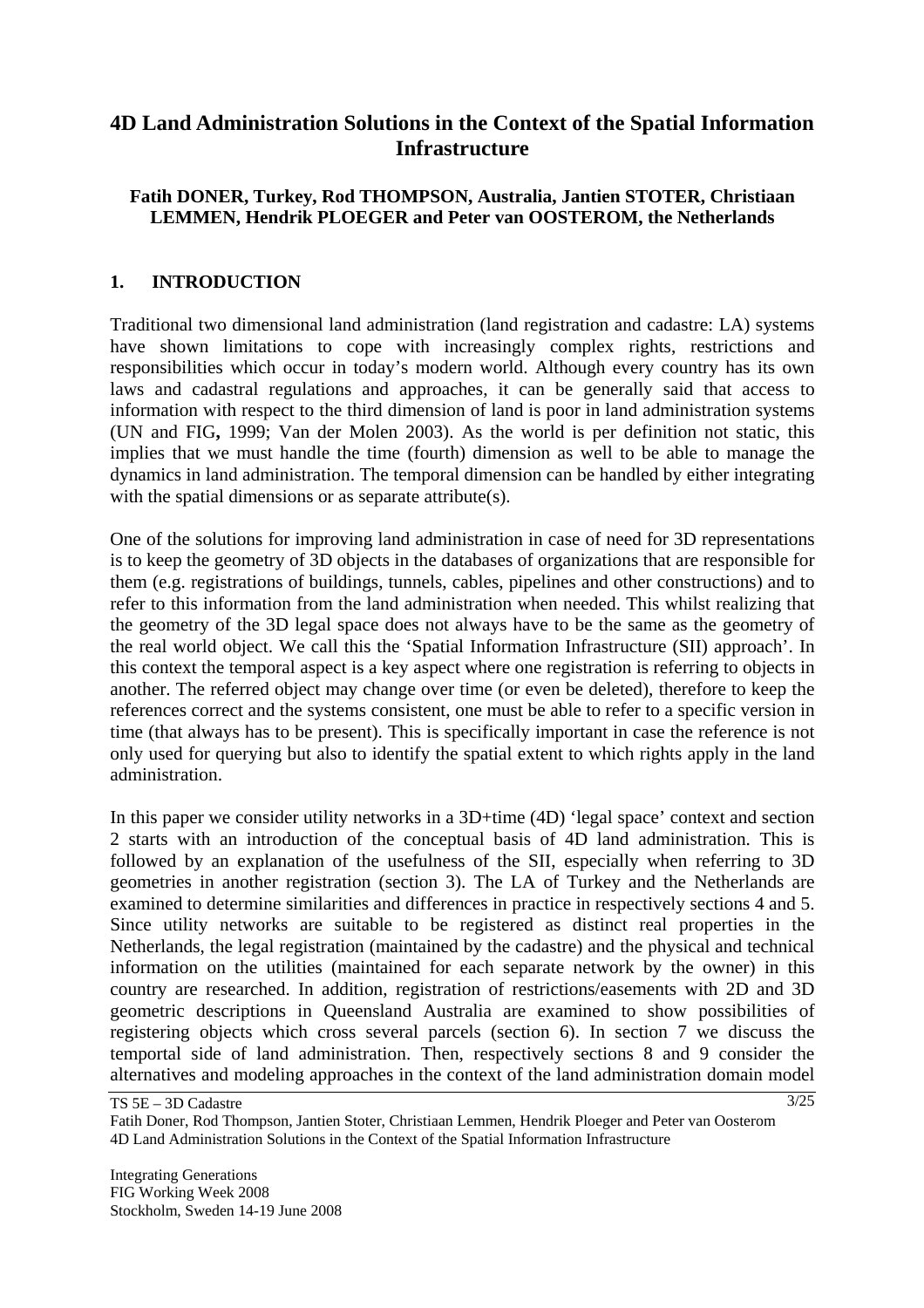# 4D Land Administration Solutions in the Context of the Spatial Information Infrastructure

**Fatih DONER, Turkey, Rod THOMPSON, Australia, Jantien STOTER, Christiaan LEMMEN, Hendrik PLOEGER and Peter van OOSTEROM, the Netherlands**

## 1. INTRODUCTION

Traditional two dimensional land administration (land registration and cadastre: LA) systems have shown limitations to cope with increasingly complex rights, restrictions and responsibilities which occur in today's modern world. Although every country has its own laws and cadastral regulations and approaches, it can be generally said that access to information with respect to the third dimension of land is poor in land administration systems (UN and FIG**,** 1999; Van der Molen 2003). As the world is per definition not static, this implies that we must handle the time (fourth) dimension as well to be able to manage the dynamics in land administration. The temporal dimension can be handled by either integrating with the spatial dimensions or as separate attribute(s).

One of the solutions for improving land administration in case of need for 3D representations is to keep the geometry of 3D objects in the databases of organizations that are responsible for them (e.g. registrations of buildings, tunnels, cables, pipelines and other constructions) and to refer to this information from the land administration when needed. This whilst realizing that the geometry of the 3D legal space does not always have to be the same as the geometry of the real world object. We call this the 'Spatial Information Infrastructure (SII) approach'. In this context the temporal aspect is a key aspect where one registration is referring to objects in another. The referred object may change over time (or even be deleted), therefore to keep the references correct and the systems consistent, one must be able to refer to a specific version in time (that always has to be present). This is specifically important in case the reference is not only used for querying but also to identify the spatial extent to which rights apply in the land administration.

In this paper we consider utility networks in a 3D+time (4D) 'legal space' context and section 2 starts with an introduction of the conceptual basis of 4D land administration. This is followed by an explanation of the usefulness of the SII, especially when referring to 3D geometries in another registration (section 3). The LA of Turkey and the Netherlands are examined to determine similarities and differences in practice in respectively sections 4 and 5. Since utility networks are suitable to be registered as distinct real properties in the Netherlands, the legal registration (maintained by the cadastre) and the physical and technical information on the utilities (maintained for each separate network by the owner) in this country are researched. In addition, registration of restrictions/easements with 2D and 3D geometric descriptions in Queensland Australia are examined to show possibilities of registering objects which cross several parcels (section 6). In section 7 we discuss the temportal side of land administration. Then, respectively sections 8 and 9 consider the alternatives and modeling approaches in the context of the land administration domain model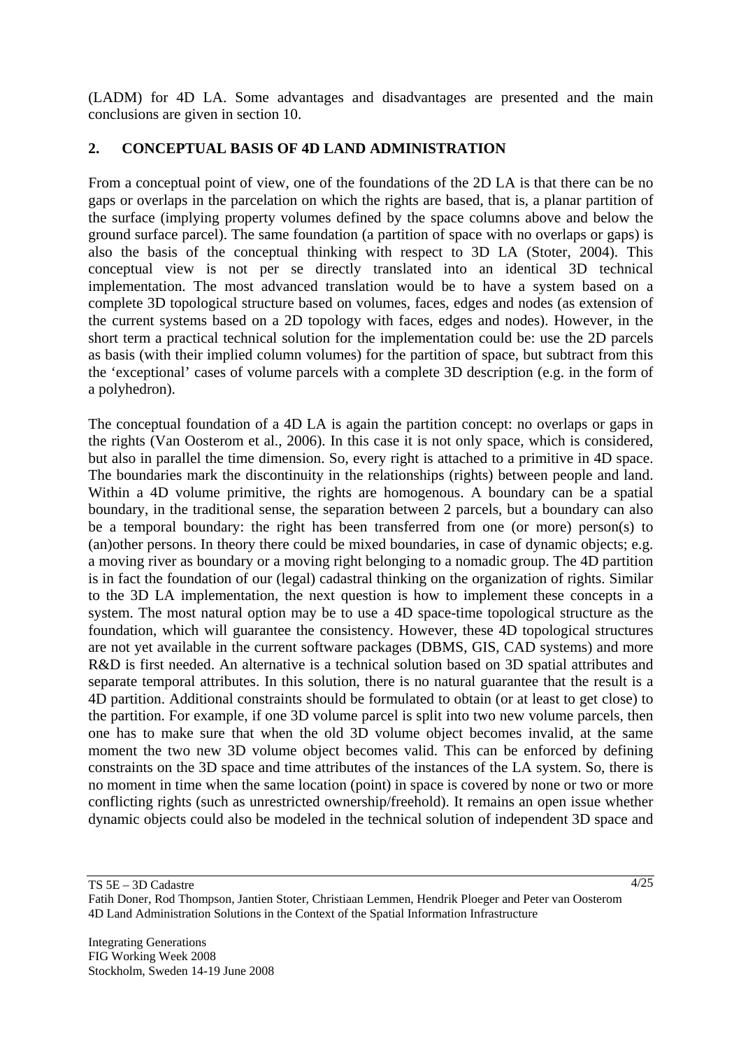(LADM) for 4D LA. Some advantages and disadvantages are presented and the main conclusions are given in section 10.

## 2. CONCEPTUAL BASIS OF 4D LAND ADMINISTRATION

From a conceptual point of view, one of the foundations of the 2D LA is that there can be no gaps or overlaps in the parcelation on which the rights are based, that is, a planar partition of the surface (implying property volumes defined by the space columns above and below the ground surface parcel). The same foundation (a partition of space with no overlaps or gaps) is also the basis of the conceptual thinking with respect to 3D LA (Stoter, 2004). This conceptual view is not per se directly translated into an identical 3D technical implementation. The most advanced translation would be to have a system based on a complete 3D topological structure based on volumes, faces, edges and nodes (as extension of the current systems based on a 2D topology with faces, edges and nodes). However, in the short term a practical technical solution for the implementation could be: use the 2D parcels as basis (with their implied column volumes) for the partition of space, but subtract from this the 'exceptional' cases of volume parcels with a complete 3D description (e.g. in the form of a polyhedron).

The conceptual foundation of a 4D LA is again the partition concept: no overlaps or gaps in the rights (Van Oosterom et al., 2006). In this case it is not only space, which is considered, but also in parallel the time dimension. So, every right is attached to a primitive in 4D space. The boundaries mark the discontinuity in the relationships (rights) between people and land. Within a 4D volume primitive, the rights are homogenous. A boundary can be a spatial boundary, in the traditional sense, the separation between 2 parcels, but a boundary can also be a temporal boundary: the right has been transferred from one (or more) person(s) to (an)other persons. In theory there could be mixed boundaries, in case of dynamic objects; e.g. a moving river as boundary or a moving right belonging to a nomadic group. The 4D partition is in fact the foundation of our (legal) cadastral thinking on the organization of rights. Similar to the 3D LA implementation, the next question is how to implement these concepts in a system. The most natural option may be to use a 4D space-time topological structure as the foundation, which will guarantee the consistency. However, these 4D topological structures are not yet available in the current software packages (DBMS, GIS, CAD systems) and more R&D is first needed. An alternative is a technical solution based on 3D spatial attributes and separate temporal attributes. In this solution, there is no natural guarantee that the result is a 4D partition. Additional constraints should be formulated to obtain (or at least to get close) to the partition. For example, if one 3D volume parcel is split into two new volume parcels, then one has to make sure that when the old 3D volume object becomes invalid, at the same moment the two new 3D volume object becomes valid. This can be enforced by defining constraints on the 3D space and time attributes of the instances of the LA system. So, there is no moment in time when the same location (point) in space is covered by none or two or more conflicting rights (such as unrestricted ownership/freehold). It remains an open issue whether dynamic objects could also be modeled in the technical solution of independent 3D space and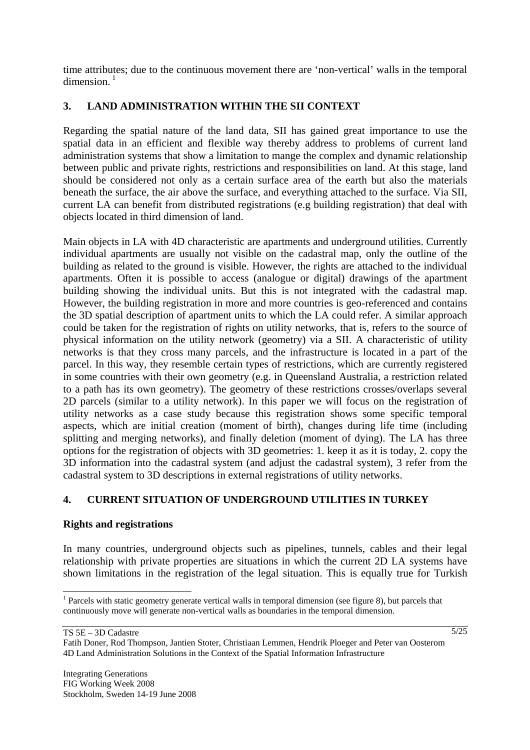time attributes; due to the continuous movement there are 'non-vertical' walls in the temporal dimension. [1]

## 3. LAND ADMINISTRATION WITHIN THE SII CONTEXT

Regarding the spatial nature of the land data, SII has gained great importance to use the spatial data in an efficient and flexible way thereby address to problems of current land administration systems that show a limitation to mange the complex and dynamic relationship between public and private rights, restrictions and responsibilities on land. At this stage, land should be considered not only as a certain surface area of the earth but also the materials beneath the surface, the air above the surface, and everything attached to the surface. Via SII, current LA can benefit from distributed registrations (e.g building registration) that deal with objects located in third dimension of land.

Main objects in LA with 4D characteristic are apartments and underground utilities. Currently individual apartments are usually not visible on the cadastral map, only the outline of the building as related to the ground is visible. However, the rights are attached to the individual apartments. Often it is possible to access (analogue or digital) drawings of the apartment building showing the individual units. But this is not integrated with the cadastral map. However, the building registration in more and more countries is geo-referenced and contains the 3D spatial description of apartment units to which the LA could refer. A similar approach could be taken for the registration of rights on utility networks, that is, refers to the source of physical information on the utility network (geometry) via a SII. A characteristic of utility networks is that they cross many parcels, and the infrastructure is located in a part of the parcel. In this way, they resemble certain types of restrictions, which are currently registered in some countries with their own geometry (e.g. in Queensland Australia, a restriction related to a path has its own geometry). The geometry of these restrictions crosses/overlaps several 2D parcels (similar to a utility network). In this paper we will focus on the registration of utility networks as a case study because this registration shows some specific temporal aspects, which are initial creation (moment of birth), changes during life time (including splitting and merging networks), and finally deletion (moment of dying). The LA has three options for the registration of objects with 3D geometries: 1. keep it as it is today, 2. copy the 3D information into the cadastral system (and adjust the cadastral system), 3 refer from the cadastral system to 3D descriptions in external registrations of utility networks.

## 4. CURRENT SITUATION OF UNDERGROUND UTILITIES IN TURKEY

### Rights and registrations

In many countries, underground objects such as pipelines, tunnels, cables and their legal relationship with private properties are situations in which the current 2D LA systems have shown limitations in the registration of the legal situation. This is equally true for Turkish

[1] Parcels with static geometry generate vertical walls in temporal dimension (see figure 8), but parcels that continuously move will generate non-vertical walls as boundaries in the temporal dimension.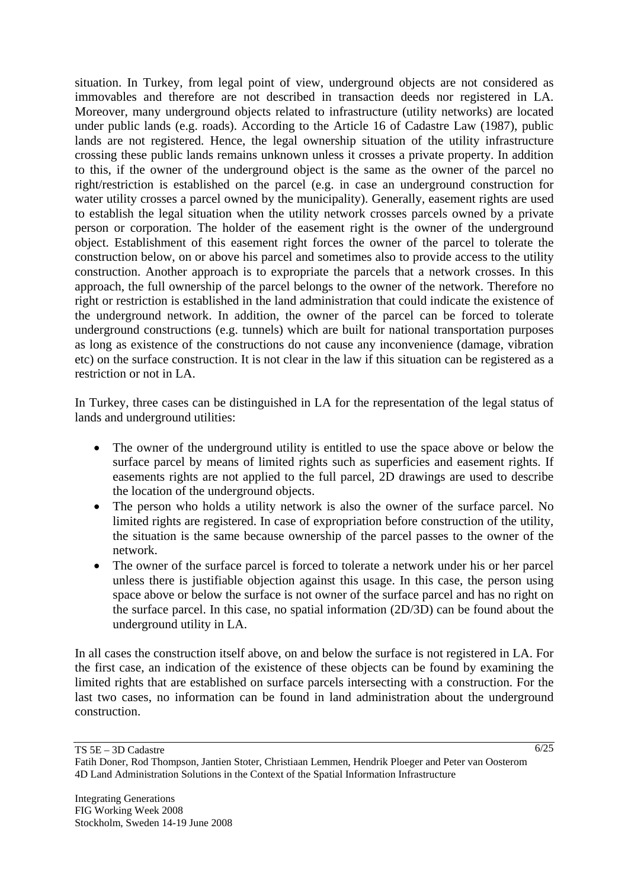situation. In Turkey, from legal point of view, underground objects are not considered as immovables and therefore are not described in transaction deeds nor registered in LA. Moreover, many underground objects related to infrastructure (utility networks) are located under public lands (e.g. roads). According to the Article 16 of Cadastre Law (1987), public lands are not registered. Hence, the legal ownership situation of the utility infrastructure crossing these public lands remains unknown unless it crosses a private property. In addition to this, if the owner of the underground object is the same as the owner of the parcel no right/restriction is established on the parcel (e.g. in case an underground construction for water utility crosses a parcel owned by the municipality). Generally, easement rights are used to establish the legal situation when the utility network crosses parcels owned by a private person or corporation. The holder of the easement right is the owner of the underground object. Establishment of this easement right forces the owner of the parcel to tolerate the construction below, on or above his parcel and sometimes also to provide access to the utility construction. Another approach is to expropriate the parcels that a network crosses. In this approach, the full ownership of the parcel belongs to the owner of the network. Therefore no right or restriction is established in the land administration that could indicate the existence of the underground network. In addition, the owner of the parcel can be forced to tolerate underground constructions (e.g. tunnels) which are built for national transportation purposes as long as existence of the constructions do not cause any inconvenience (damage, vibration etc) on the surface construction. It is not clear in the law if this situation can be registered as a restriction or not in LA.

In Turkey, three cases can be distinguished in LA for the representation of the legal status of lands and underground utilities:

- The owner of the underground utility is entitled to use the space above or below the surface parcel by means of limited rights such as superficies and easement rights. If easements rights are not applied to the full parcel, 2D drawings are used to describe the location of the underground objects.
- The person who holds a utility network is also the owner of the surface parcel. No limited rights are registered. In case of expropriation before construction of the utility, the situation is the same because ownership of the parcel passes to the owner of the network.
- The owner of the surface parcel is forced to tolerate a network under his or her parcel unless there is justifiable objection against this usage. In this case, the person using space above or below the surface is not owner of the surface parcel and has no right on the surface parcel. In this case, no spatial information (2D/3D) can be found about the underground utility in LA.

In all cases the construction itself above, on and below the surface is not registered in LA. For the first case, an indication of the existence of these objects can be found by examining the limited rights that are established on surface parcels intersecting with a construction. For the last two cases, no information can be found in land administration about the underground construction.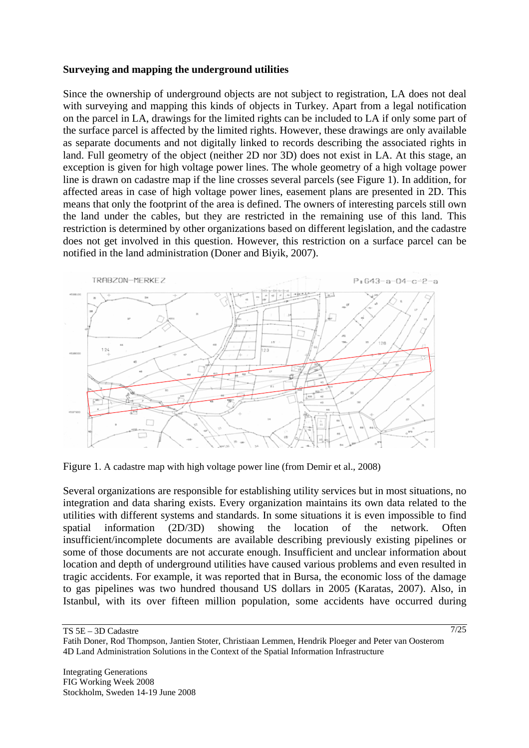**Surveying and mapping the underground utilities**

Since the ownership of underground objects are not subject to registration, LA does not deal with surveying and mapping this kinds of objects in Turkey. Apart from a legal notification on the parcel in LA, drawings for the limited rights can be included to LA if only some part of the surface parcel is affected by the limited rights. However, these drawings are only available as separate documents and not digitally linked to records describing the associated rights in land. Full geometry of the object (neither 2D nor 3D) does not exist in LA. At this stage, an exception is given for high voltage power lines. The whole geometry of a high voltage power line is drawn on cadastre map if the line crosses several parcels (see Figure 1). In addition, for affected areas in case of high voltage power lines, easement plans are presented in 2D. This means that only the footprint of the area is defined. The owners of interesting parcels still own the land under the cables, but they are restricted in the remaining use of this land. This restriction is determined by other organizations based on different legislation, and the cadastre does not get involved in this question. However, this restriction on a surface parcel can be notified in the land administration (Doner and Biyik, 2007).

Figure 1. A cadastre map with high voltage power line (from Demir et al., 2008)

Several organizations are responsible for establishing utility services but in most situations, no integration and data sharing exists. Every organization maintains its own data related to the utilities with different systems and standards. In some situations it is even impossible to find spatial information (2D/3D) showing the location of the network. Often insufficient/incomplete documents are available describing previously existing pipelines or some of those documents are not accurate enough. Insufficient and unclear information about location and depth of underground utilities have caused various problems and even resulted in tragic accidents. For example, it was reported that in Bursa, the economic loss of the damage to gas pipelines was two hundred thousand US dollars in 2005 (Karatas, 2007). Also, in Istanbul, with its over fifteen million population, some accidents have occurred during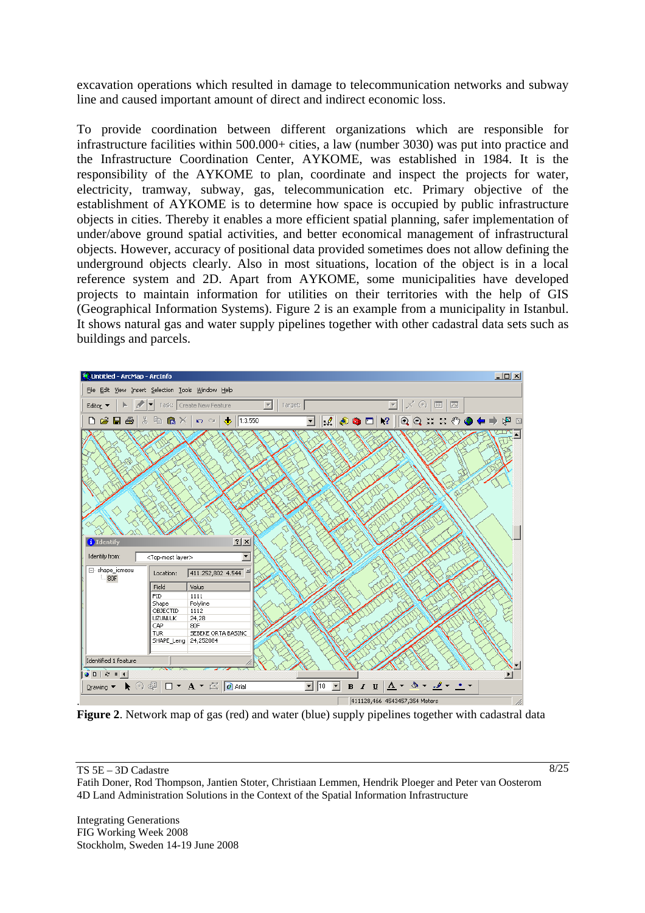excavation operations which resulted in damage to telecommunication networks and subway line and caused important amount of direct and indirect economic loss.

To provide coordination between different organizations which are responsible for infrastructure facilities within 500.000+ cities, a law (number 3030) was put into practice and the Infrastructure Coordination Center, AYKOME, was established in 1984. It is the responsibility of the AYKOME to plan, coordinate and inspect the projects for water, electricity, tramway, subway, gas, telecommunication etc. Primary objective of the establishment of AYKOME is to determine how space is occupied by public infrastructure objects in cities. Thereby it enables a more efficient spatial planning, safer implementation of under/above ground spatial activities, and better economical management of infrastructural objects. However, accuracy of positional data provided sometimes does not allow defining the underground objects clearly. Also in most situations, location of the object is in a local reference system and 2D. Apart from AYKOME, some municipalities have developed projects to maintain information for utilities on their territories with the help of GIS (Geographical Information Systems). Figure 2 is an example from a municipality in Istanbul. It shows natural gas and water supply pipelines together with other cadastral data sets such as buildings and parcels.

**Figure 2**. Network map of gas (red) and water (blue) supply pipelines together with cadastral data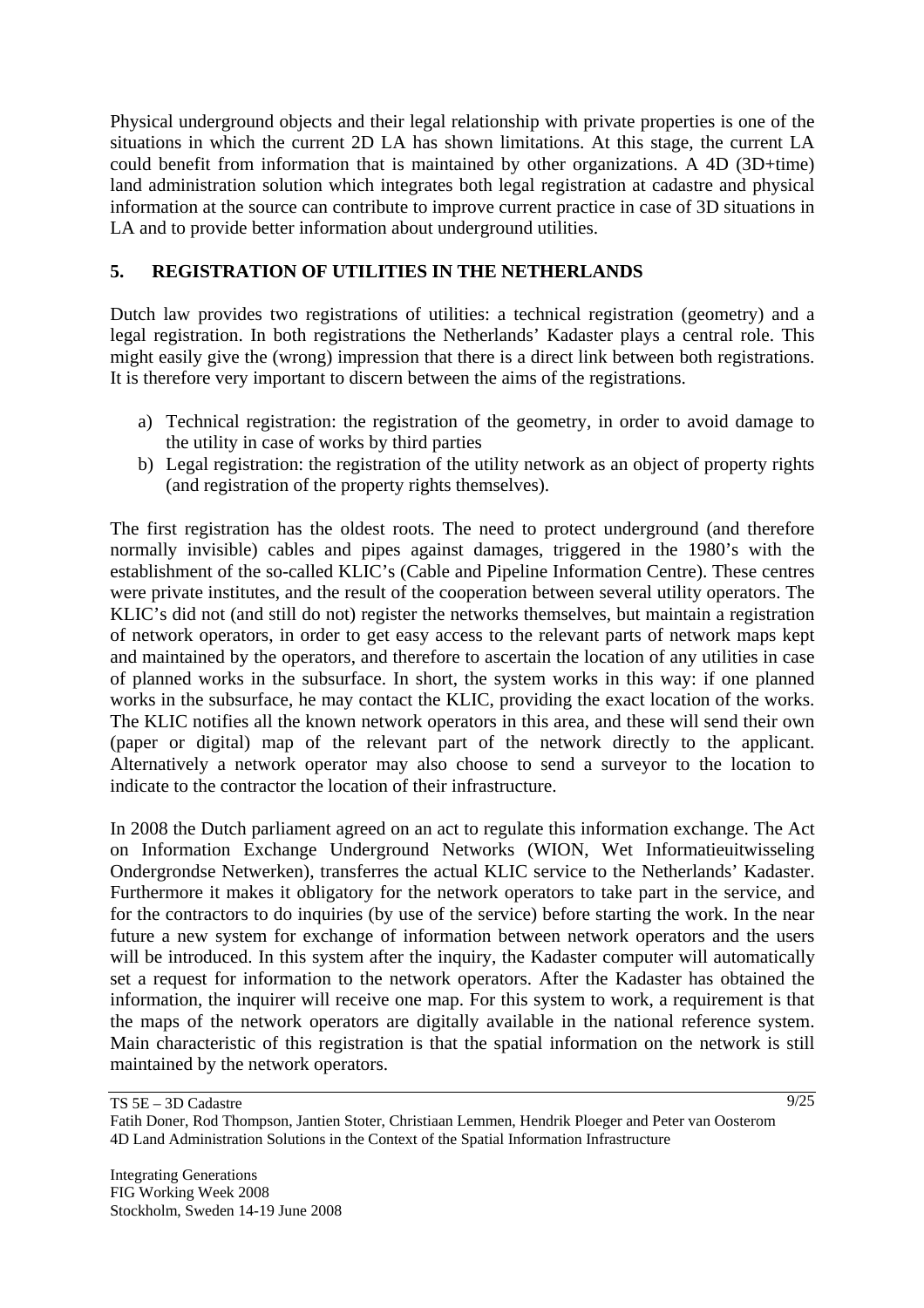Physical underground objects and their legal relationship with private properties is one of the situations in which the current 2D LA has shown limitations. At this stage, the current LA could benefit from information that is maintained by other organizations. A 4D (3D+time) land administration solution which integrates both legal registration at cadastre and physical information at the source can contribute to improve current practice in case of 3D situations in LA and to provide better information about underground utilities.

## 5. REGISTRATION OF UTILITIES IN THE NETHERLANDS

Dutch law provides two registrations of utilities: a technical registration (geometry) and a legal registration. In both registrations the Netherlands' Kadaster plays a central role. This might easily give the (wrong) impression that there is a direct link between both registrations. It is therefore very important to discern between the aims of the registrations.

a) Technical registration: the registration of the geometry, in order to avoid damage to the utility in case of works by third parties
b) Legal registration: the registration of the utility network as an object of property rights (and registration of the property rights themselves).

The first registration has the oldest roots. The need to protect underground (and therefore normally invisible) cables and pipes against damages, triggered in the 1980's with the establishment of the so-called KLIC's (Cable and Pipeline Information Centre). These centres were private institutes, and the result of the cooperation between several utility operators. The KLIC's did not (and still do not) register the networks themselves, but maintain a registration of network operators, in order to get easy access to the relevant parts of network maps kept and maintained by the operators, and therefore to ascertain the location of any utilities in case of planned works in the subsurface. In short, the system works in this way: if one planned works in the subsurface, he may contact the KLIC, providing the exact location of the works. The KLIC notifies all the known network operators in this area, and these will send their own (paper or digital) map of the relevant part of the network directly to the applicant. Alternatively a network operator may also choose to send a surveyor to the location to indicate to the contractor the location of their infrastructure.

In 2008 the Dutch parliament agreed on an act to regulate this information exchange. The Act on Information Exchange Underground Networks (WION, Wet Informatieuitwisseling Ondergrondse Netwerken), transferres the actual KLIC service to the Netherlands' Kadaster. Furthermore it makes it obligatory for the network operators to take part in the service, and for the contractors to do inquiries (by use of the service) before starting the work. In the near future a new system for exchange of information between network operators and the users will be introduced. In this system after the inquiry, the Kadaster computer will automatically set a request for information to the network operators. After the Kadaster has obtained the information, the inquirer will receive one map. For this system to work, a requirement is that the maps of the network operators are digitally available in the national reference system. Main characteristic of this registration is that the spatial information on the network is still maintained by the network operators.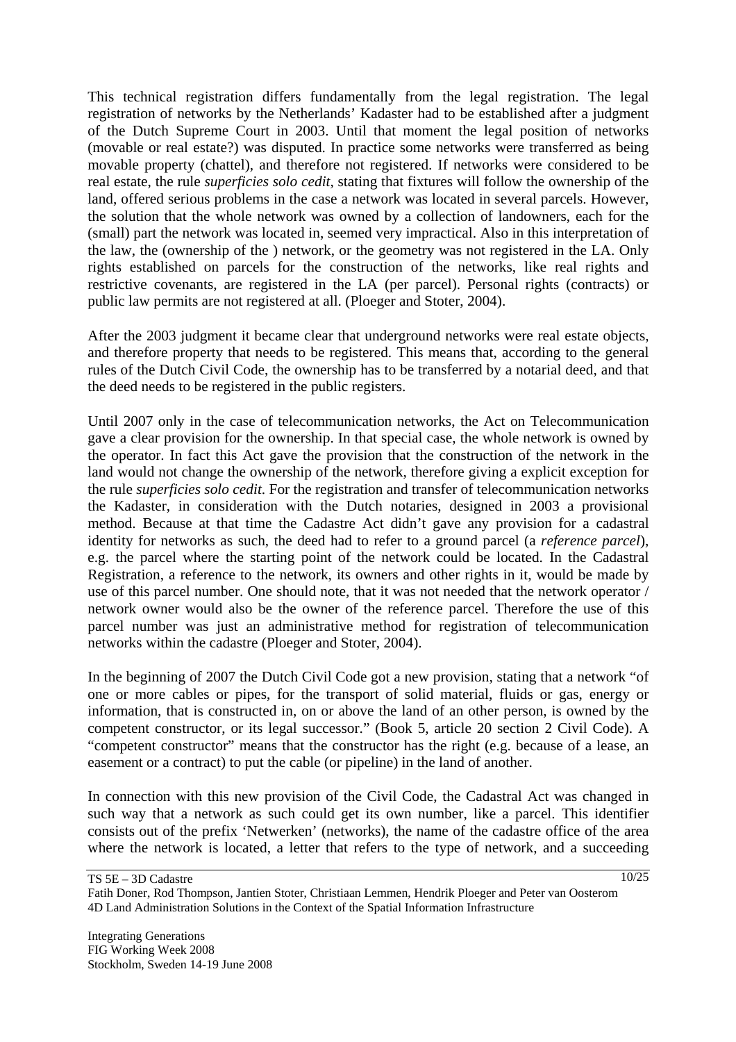This technical registration differs fundamentally from the legal registration. The legal registration of networks by the Netherlands' Kadaster had to be established after a judgment of the Dutch Supreme Court in 2003. Until that moment the legal position of networks (movable or real estate?) was disputed. In practice some networks were transferred as being movable property (chattel), and therefore not registered. If networks were considered to be real estate, the rule *superficies solo cedit*, stating that fixtures will follow the ownership of the land, offered serious problems in the case a network was located in several parcels. However, the solution that the whole network was owned by a collection of landowners, each for the (small) part the network was located in, seemed very impractical. Also in this interpretation of the law, the (ownership of the ) network, or the geometry was not registered in the LA. Only rights established on parcels for the construction of the networks, like real rights and restrictive covenants, are registered in the LA (per parcel). Personal rights (contracts) or public law permits are not registered at all. (Ploeger and Stoter, 2004).

After the 2003 judgment it became clear that underground networks were real estate objects, and therefore property that needs to be registered. This means that, according to the general rules of the Dutch Civil Code, the ownership has to be transferred by a notarial deed, and that the deed needs to be registered in the public registers.

Until 2007 only in the case of telecommunication networks, the Act on Telecommunication gave a clear provision for the ownership. In that special case, the whole network is owned by the operator. In fact this Act gave the provision that the construction of the network in the land would not change the ownership of the network, therefore giving a explicit exception for the rule *superficies solo cedit*. For the registration and transfer of telecommunication networks the Kadaster, in consideration with the Dutch notaries, designed in 2003 a provisional method. Because at that time the Cadastre Act didn't gave any provision for a cadastral identity for networks as such, the deed had to refer to a ground parcel (a *reference parcel*), e.g. the parcel where the starting point of the network could be located. In the Cadastral Registration, a reference to the network, its owners and other rights in it, would be made by use of this parcel number. One should note, that it was not needed that the network operator / network owner would also be the owner of the reference parcel. Therefore the use of this parcel number was just an administrative method for registration of telecommunication networks within the cadastre (Ploeger and Stoter, 2004).

In the beginning of 2007 the Dutch Civil Code got a new provision, stating that a network "of one or more cables or pipes, for the transport of solid material, fluids or gas, energy or information, that is constructed in, on or above the land of an other person, is owned by the competent constructor, or its legal successor." (Book 5, article 20 section 2 Civil Code). A "competent constructor" means that the constructor has the right (e.g. because of a lease, an easement or a contract) to put the cable (or pipeline) in the land of another.

In connection with this new provision of the Civil Code, the Cadastral Act was changed in such way that a network as such could get its own number, like a parcel. This identifier consists out of the prefix 'Netwerken' (networks), the name of the cadastre office of the area where the network is located, a letter that refers to the type of network, and a succeeding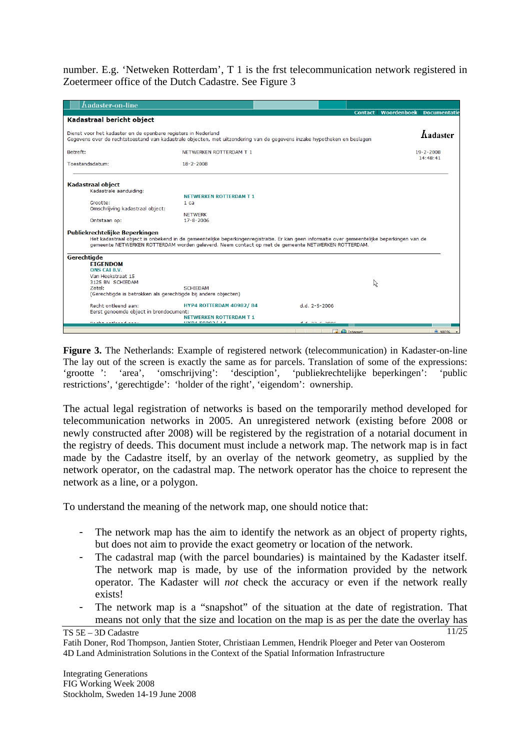number. E.g. 'Netweken Rotterdam', T 1 is the frst telecommunication network registered in Zoetermeer office of the Dutch Cadastre. See Figure 3

**Figure 3.** The Netherlands: Example of registered network (telecommunication) in Kadaster-on-line The lay out of the screen is exactly the same as for parcels. Translation of some of the expressions: 'grootte ': 'area', 'omschrijving': 'desciption', 'publiekrechtelijke beperkingen': 'public restrictions', 'gerechtigde': 'holder of the right', 'eigendom': ownership.

The actual legal registration of networks is based on the temporarily method developed for telecommunication networks in 2005. An unregistered network (existing before 2008 or newly constructed after 2008) will be registered by the registration of a notarial document in the registry of deeds. This document must include a network map. The network map is in fact made by the Cadastre itself, by an overlay of the network geometry, as supplied by the network operator, on the cadastral map. The network operator has the choice to represent the network as a line, or a polygon.

To understand the meaning of the network map, one should notice that:

- The network map has the aim to identify the network as an object of property rights, but does not aim to provide the exact geometry or location of the network.
- The cadastral map (with the parcel boundaries) is maintained by the Kadaster itself. The network map is made, by use of the information provided by the network operator. The Kadaster will *not* check the accuracy or even if the network really exists!
- The network map is a "snapshot" of the situation at the date of registration. That means not only that the size and location on the map is as per the date the overlay has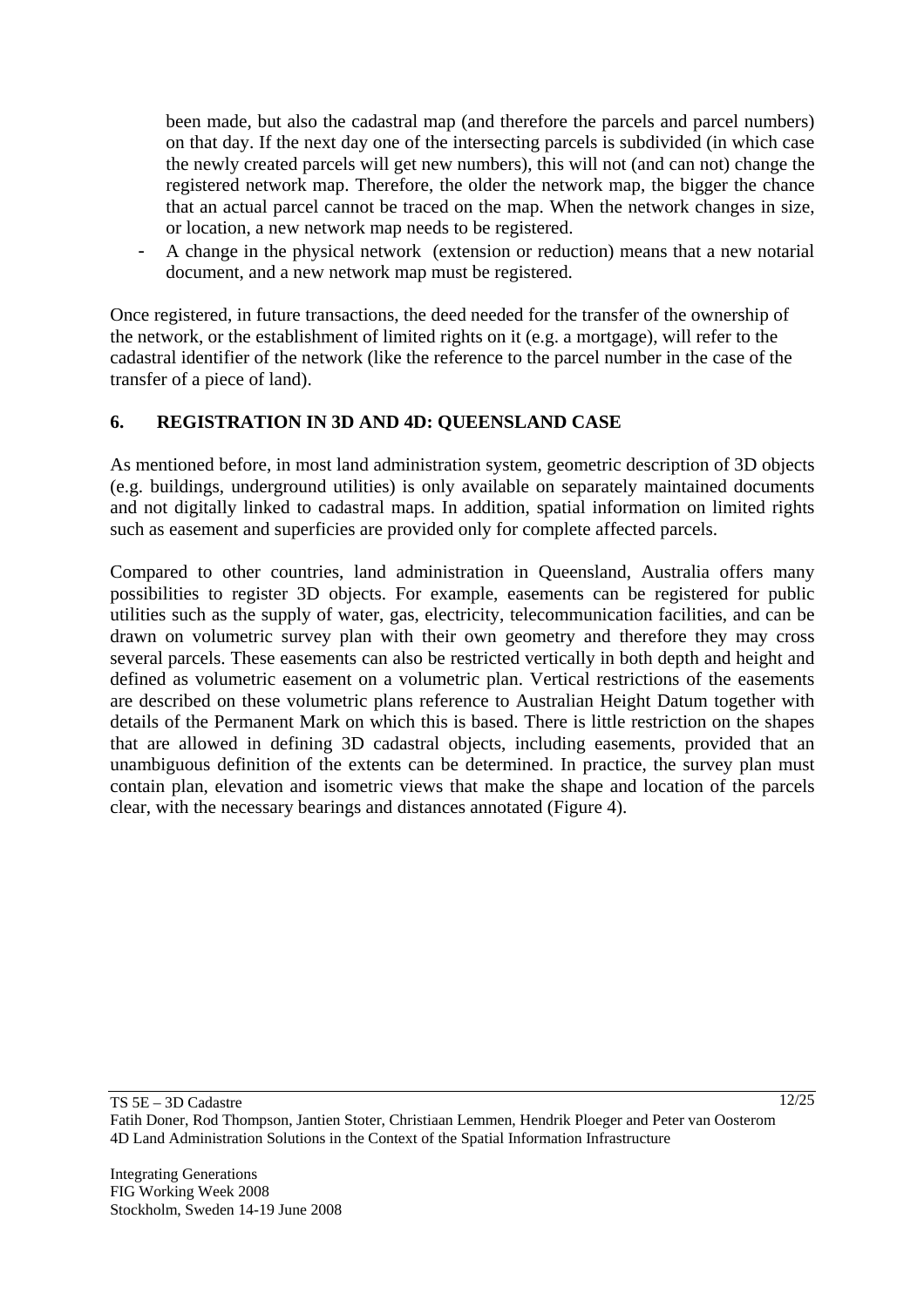been made, but also the cadastral map (and therefore the parcels and parcel numbers) on that day. If the next day one of the intersecting parcels is subdivided (in which case the newly created parcels will get new numbers), this will not (and can not) change the registered network map. Therefore, the older the network map, the bigger the chance that an actual parcel cannot be traced on the map. When the network changes in size, or location, a new network map needs to be registered.

- A change in the physical network (extension or reduction) means that a new notarial document, and a new network map must be registered.

Once registered, in future transactions, the deed needed for the transfer of the ownership of the network, or the establishment of limited rights on it (e.g. a mortgage), will refer to the cadastral identifier of the network (like the reference to the parcel number in the case of the transfer of a piece of land).

## 6. REGISTRATION IN 3D AND 4D: QUEENSLAND CASE

As mentioned before, in most land administration system, geometric description of 3D objects (e.g. buildings, underground utilities) is only available on separately maintained documents and not digitally linked to cadastral maps. In addition, spatial information on limited rights such as easement and superficies are provided only for complete affected parcels.

Compared to other countries, land administration in Queensland, Australia offers many possibilities to register 3D objects. For example, easements can be registered for public utilities such as the supply of water, gas, electricity, telecommunication facilities, and can be drawn on volumetric survey plan with their own geometry and therefore they may cross several parcels. These easements can also be restricted vertically in both depth and height and defined as volumetric easement on a volumetric plan. Vertical restrictions of the easements are described on these volumetric plans reference to Australian Height Datum together with details of the Permanent Mark on which this is based. There is little restriction on the shapes that are allowed in defining 3D cadastral objects, including easements, provided that an unambiguous definition of the extents can be determined. In practice, the survey plan must contain plan, elevation and isometric views that make the shape and location of the parcels clear, with the necessary bearings and distances annotated (Figure 4).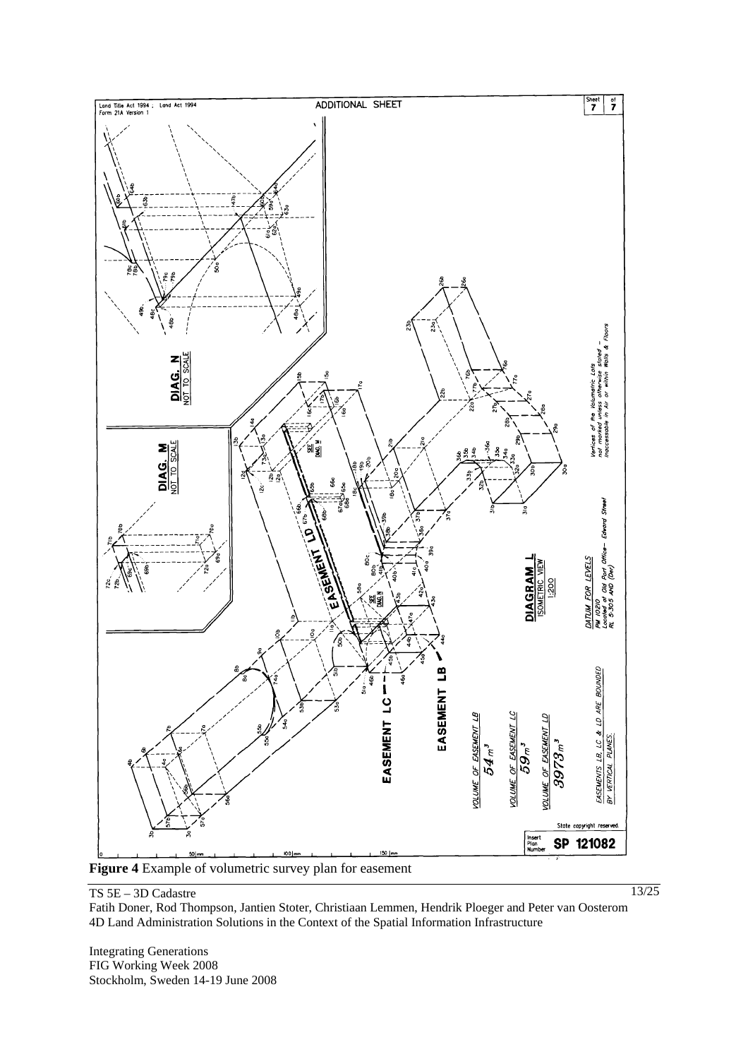**Figure 4** Example of volumetric survey plan for easement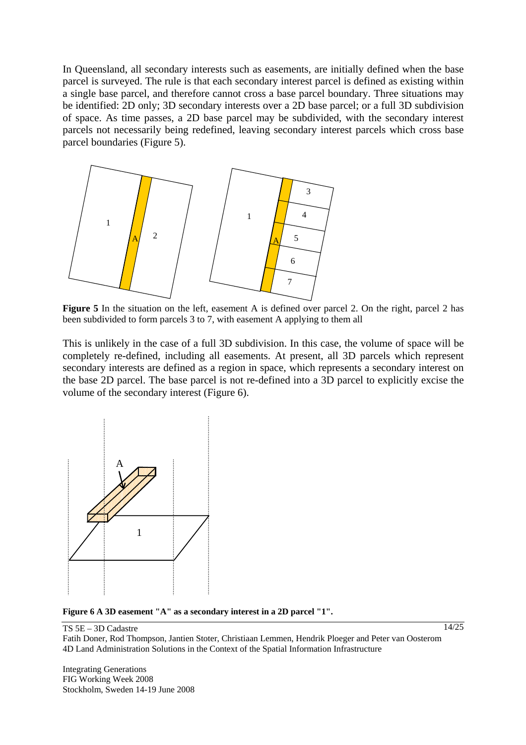In Queensland, all secondary interests such as easements, are initially defined when the base parcel is surveyed. The rule is that each secondary interest parcel is defined as existing within a single base parcel, and therefore cannot cross a base parcel boundary. Three situations may be identified: 2D only; 3D secondary interests over a 2D base parcel; or a full 3D subdivision of space. As time passes, a 2D base parcel may be subdivided, with the secondary interest parcels not necessarily being redefined, leaving secondary interest parcels which cross base parcel boundaries (Figure 5).

**Figure 5** In the situation on the left, easement A is defined over parcel 2. On the right, parcel 2 has been subdivided to form parcels 3 to 7, with easement A applying to them all

This is unlikely in the case of a full 3D subdivision. In this case, the volume of space will be completely re-defined, including all easements. At present, all 3D parcels which represent secondary interests are defined as a region in space, which represents a secondary interest on the base 2D parcel. The base parcel is not re-defined into a 3D parcel to explicitly excise the volume of the secondary interest (Figure 6).

**Figure 6 A 3D easement "A" as a secondary interest in a 2D parcel "1".**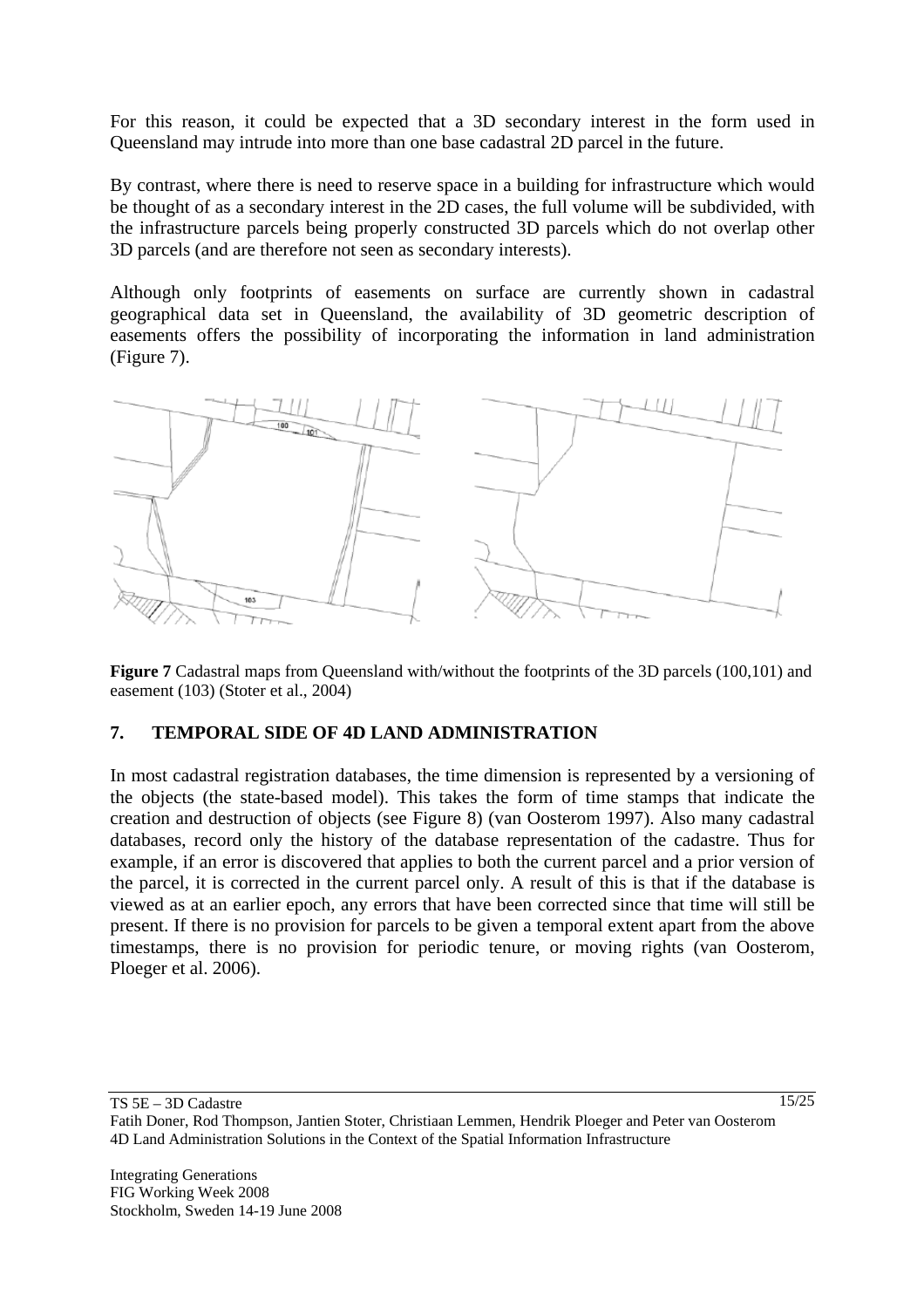For this reason, it could be expected that a 3D secondary interest in the form used in Queensland may intrude into more than one base cadastral 2D parcel in the future.

By contrast, where there is need to reserve space in a building for infrastructure which would be thought of as a secondary interest in the 2D cases, the full volume will be subdivided, with the infrastructure parcels being properly constructed 3D parcels which do not overlap other 3D parcels (and are therefore not seen as secondary interests).

Although only footprints of easements on surface are currently shown in cadastral geographical data set in Queensland, the availability of 3D geometric description of easements offers the possibility of incorporating the information in land administration (Figure 7).

**Figure 7** Cadastral maps from Queensland with/without the footprints of the 3D parcels (100,101) and easement (103) (Stoter et al., 2004)

## 7. TEMPORAL SIDE OF 4D LAND ADMINISTRATION

In most cadastral registration databases, the time dimension is represented by a versioning of the objects (the state-based model). This takes the form of time stamps that indicate the creation and destruction of objects (see Figure 8) (van Oosterom 1997). Also many cadastral databases, record only the history of the database representation of the cadastre. Thus for example, if an error is discovered that applies to both the current parcel and a prior version of the parcel, it is corrected in the current parcel only. A result of this is that if the database is viewed as at an earlier epoch, any errors that have been corrected since that time will still be present. If there is no provision for parcels to be given a temporal extent apart from the above timestamps, there is no provision for periodic tenure, or moving rights (van Oosterom, Ploeger et al. 2006).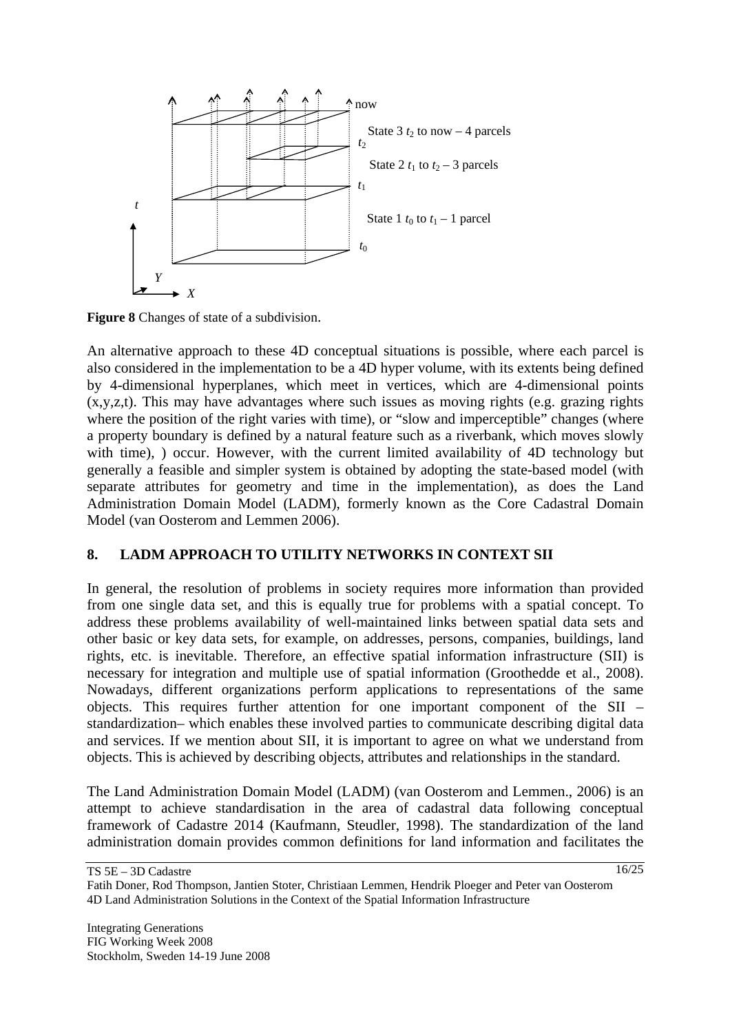**Figure 8** Changes of state of a subdivision.

An alternative approach to these 4D conceptual situations is possible, where each parcel is also considered in the implementation to be a 4D hyper volume, with its extents being defined by 4-dimensional hyperplanes, which meet in vertices, which are 4-dimensional points (x,y,z,t). This may have advantages where such issues as moving rights (e.g. grazing rights where the position of the right varies with time), or "slow and imperceptible" changes (where a property boundary is defined by a natural feature such as a riverbank, which moves slowly with time), ) occur. However, with the current limited availability of 4D technology but generally a feasible and simpler system is obtained by adopting the state-based model (with separate attributes for geometry and time in the implementation), as does the Land Administration Domain Model (LADM), formerly known as the Core Cadastral Domain Model (van Oosterom and Lemmen 2006).

## 8. LADM APPROACH TO UTILITY NETWORKS IN CONTEXT SII

In general, the resolution of problems in society requires more information than provided from one single data set, and this is equally true for problems with a spatial concept. To address these problems availability of well-maintained links between spatial data sets and other basic or key data sets, for example, on addresses, persons, companies, buildings, land rights, etc. is inevitable. Therefore, an effective spatial information infrastructure (SII) is necessary for integration and multiple use of spatial information (Groothedde et al., 2008). Nowadays, different organizations perform applications to representations of the same objects. This requires further attention for one important component of the SII – standardization– which enables these involved parties to communicate describing digital data and services. If we mention about SII, it is important to agree on what we understand from objects. This is achieved by describing objects, attributes and relationships in the standard.

The Land Administration Domain Model (LADM) (van Oosterom and Lemmen., 2006) is an attempt to achieve standardisation in the area of cadastral data following conceptual framework of Cadastre 2014 (Kaufmann, Steudler, 1998). The standardization of the land administration domain provides common definitions for land information and facilitates the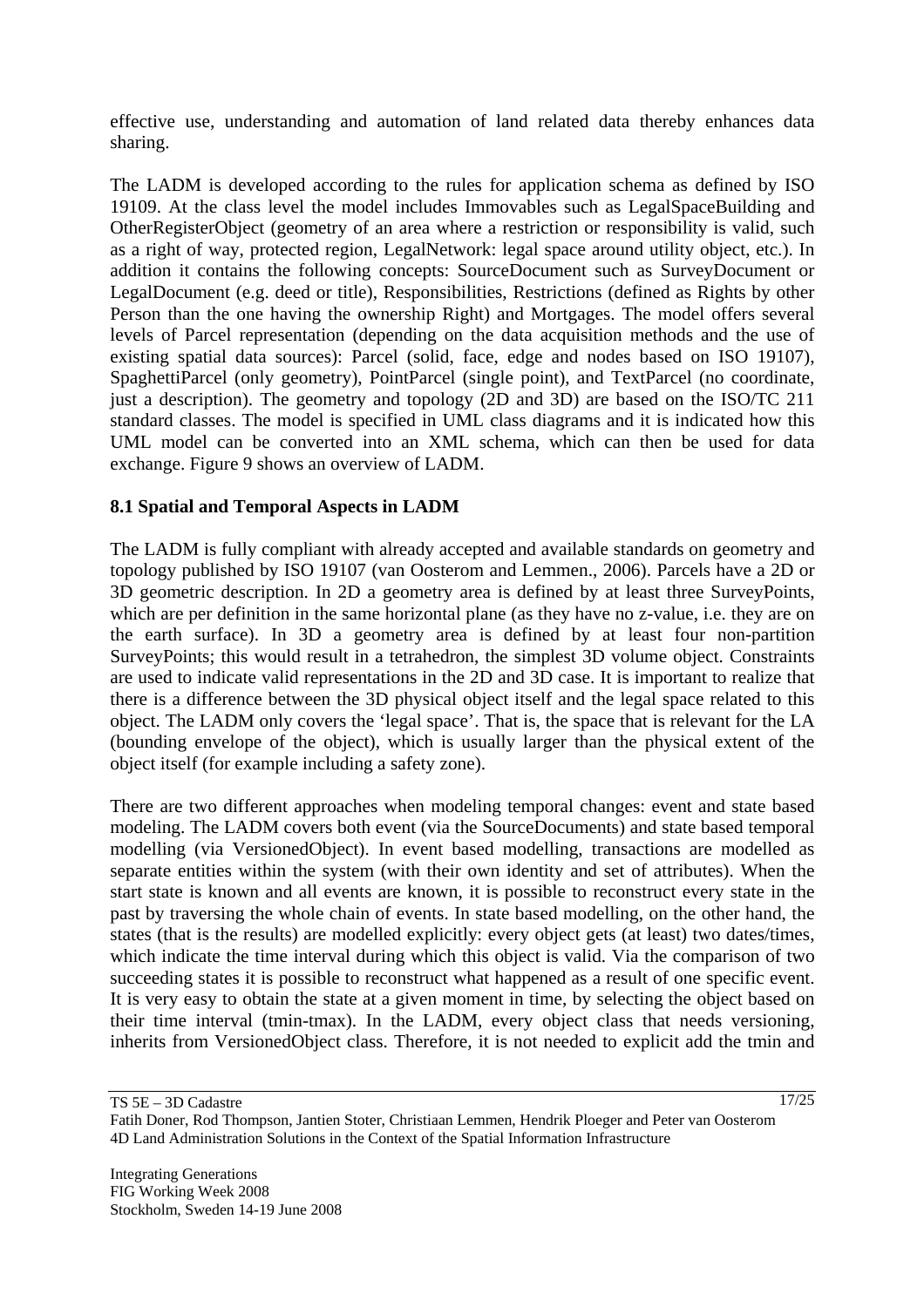effective use, understanding and automation of land related data thereby enhances data sharing.

The LADM is developed according to the rules for application schema as defined by ISO 19109. At the class level the model includes Immovables such as LegalSpaceBuilding and OtherRegisterObject (geometry of an area where a restriction or responsibility is valid, such as a right of way, protected region, LegalNetwork: legal space around utility object, etc.). In addition it contains the following concepts: SourceDocument such as SurveyDocument or LegalDocument (e.g. deed or title), Responsibilities, Restrictions (defined as Rights by other Person than the one having the ownership Right) and Mortgages. The model offers several levels of Parcel representation (depending on the data acquisition methods and the use of existing spatial data sources): Parcel (solid, face, edge and nodes based on ISO 19107), SpaghettiParcel (only geometry), PointParcel (single point), and TextParcel (no coordinate, just a description). The geometry and topology (2D and 3D) are based on the ISO/TC 211 standard classes. The model is specified in UML class diagrams and it is indicated how this UML model can be converted into an XML schema, which can then be used for data exchange. Figure 9 shows an overview of LADM.

## 8.1 Spatial and Temporal Aspects in LADM

The LADM is fully compliant with already accepted and available standards on geometry and topology published by ISO 19107 (van Oosterom and Lemmen., 2006). Parcels have a 2D or 3D geometric description. In 2D a geometry area is defined by at least three SurveyPoints, which are per definition in the same horizontal plane (as they have no z-value, i.e. they are on the earth surface). In 3D a geometry area is defined by at least four non-partition SurveyPoints; this would result in a tetrahedron, the simplest 3D volume object. Constraints are used to indicate valid representations in the 2D and 3D case. It is important to realize that there is a difference between the 3D physical object itself and the legal space related to this object. The LADM only covers the 'legal space'. That is, the space that is relevant for the LA (bounding envelope of the object), which is usually larger than the physical extent of the object itself (for example including a safety zone).

There are two different approaches when modeling temporal changes: event and state based modeling. The LADM covers both event (via the SourceDocuments) and state based temporal modelling (via VersionedObject). In event based modelling, transactions are modelled as separate entities within the system (with their own identity and set of attributes). When the start state is known and all events are known, it is possible to reconstruct every state in the past by traversing the whole chain of events. In state based modelling, on the other hand, the states (that is the results) are modelled explicitly: every object gets (at least) two dates/times, which indicate the time interval during which this object is valid. Via the comparison of two succeeding states it is possible to reconstruct what happened as a result of one specific event. It is very easy to obtain the state at a given moment in time, by selecting the object based on their time interval (tmin-tmax). In the LADM, every object class that needs versioning, inherits from VersionedObject class. Therefore, it is not needed to explicit add the tmin and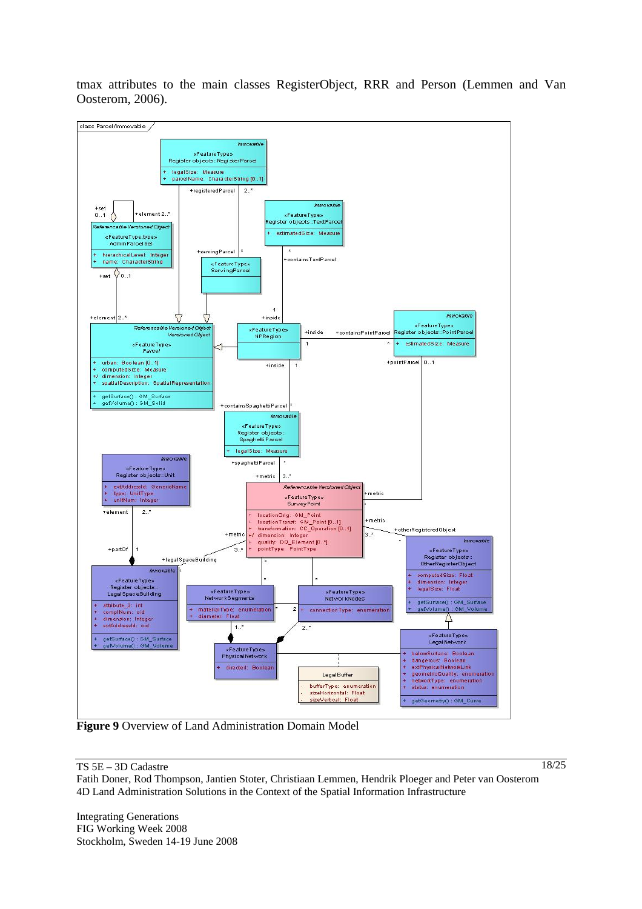tmax attributes to the main classes RegisterObject, RRR and Person (Lemmen and Van Oosterom, 2006).

**Figure 9** Overview of Land Administration Domain Model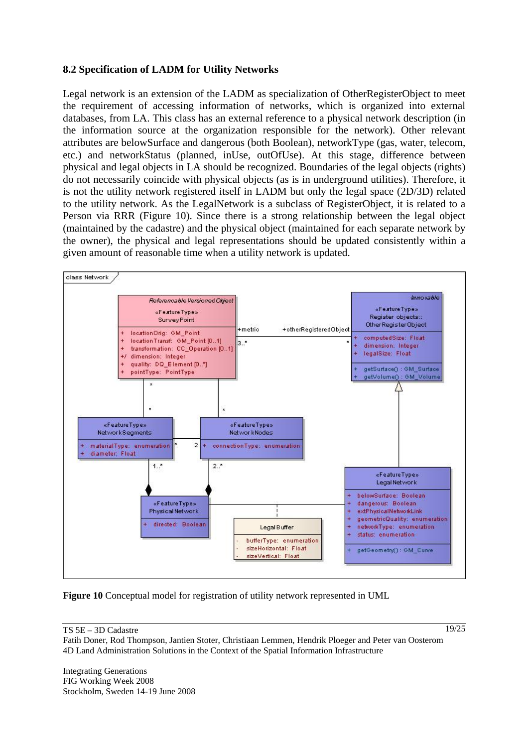### 8.2 Specification of LADM for Utility Networks

Legal network is an extension of the LADM as specialization of OtherRegisterObject to meet the requirement of accessing information of networks, which is organized into external databases, from LA. This class has an external reference to a physical network description (in the information source at the organization responsible for the network). Other relevant attributes are belowSurface and dangerous (both Boolean), networkType (gas, water, telecom, etc.) and networkStatus (planned, inUse, outOfUse). At this stage, difference between physical and legal objects in LA should be recognized. Boundaries of the legal objects (rights) do not necessarily coincide with physical objects (as is in underground utilities). Therefore, it is not the utility network registered itself in LADM but only the legal space (2D/3D) related to the utility network. As the LegalNetwork is a subclass of RegisterObject, it is related to a Person via RRR (Figure 10). Since there is a strong relationship between the legal object (maintained by the cadastre) and the physical object (maintained for each separate network by the owner), the physical and legal representations should be updated consistently within a given amount of reasonable time when a utility network is updated.

**Figure 10** Conceptual model for registration of utility network represented in UML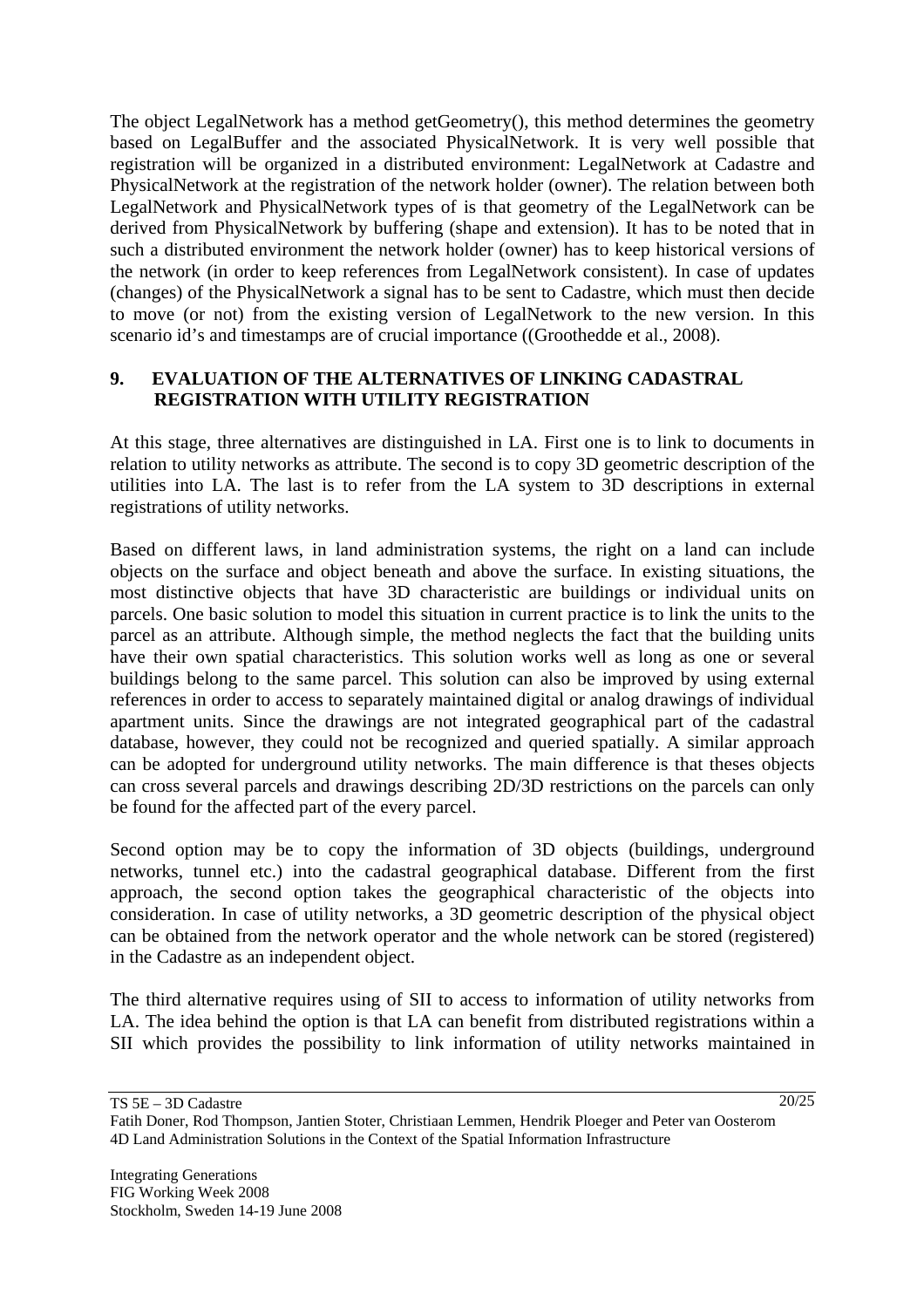The object LegalNetwork has a method getGeometry(), this method determines the geometry based on LegalBuffer and the associated PhysicalNetwork. It is very well possible that registration will be organized in a distributed environment: LegalNetwork at Cadastre and PhysicalNetwork at the registration of the network holder (owner). The relation between both LegalNetwork and PhysicalNetwork types of is that geometry of the LegalNetwork can be derived from PhysicalNetwork by buffering (shape and extension). It has to be noted that in such a distributed environment the network holder (owner) has to keep historical versions of the network (in order to keep references from LegalNetwork consistent). In case of updates (changes) of the PhysicalNetwork a signal has to be sent to Cadastre, which must then decide to move (or not) from the existing version of LegalNetwork to the new version. In this scenario id's and timestamps are of crucial importance ((Groothedde et al., 2008).

## 9. EVALUATION OF THE ALTERNATIVES OF LINKING CADASTRAL REGISTRATION WITH UTILITY REGISTRATION

At this stage, three alternatives are distinguished in LA. First one is to link to documents in relation to utility networks as attribute. The second is to copy 3D geometric description of the utilities into LA. The last is to refer from the LA system to 3D descriptions in external registrations of utility networks.

Based on different laws, in land administration systems, the right on a land can include objects on the surface and object beneath and above the surface. In existing situations, the most distinctive objects that have 3D characteristic are buildings or individual units on parcels. One basic solution to model this situation in current practice is to link the units to the parcel as an attribute. Although simple, the method neglects the fact that the building units have their own spatial characteristics. This solution works well as long as one or several buildings belong to the same parcel. This solution can also be improved by using external references in order to access to separately maintained digital or analog drawings of individual apartment units. Since the drawings are not integrated geographical part of the cadastral database, however, they could not be recognized and queried spatially. A similar approach can be adopted for underground utility networks. The main difference is that theses objects can cross several parcels and drawings describing 2D/3D restrictions on the parcels can only be found for the affected part of the every parcel.

Second option may be to copy the information of 3D objects (buildings, underground networks, tunnel etc.) into the cadastral geographical database. Different from the first approach, the second option takes the geographical characteristic of the objects into consideration. In case of utility networks, a 3D geometric description of the physical object can be obtained from the network operator and the whole network can be stored (registered) in the Cadastre as an independent object.

The third alternative requires using of SII to access to information of utility networks from LA. The idea behind the option is that LA can benefit from distributed registrations within a SII which provides the possibility to link information of utility networks maintained in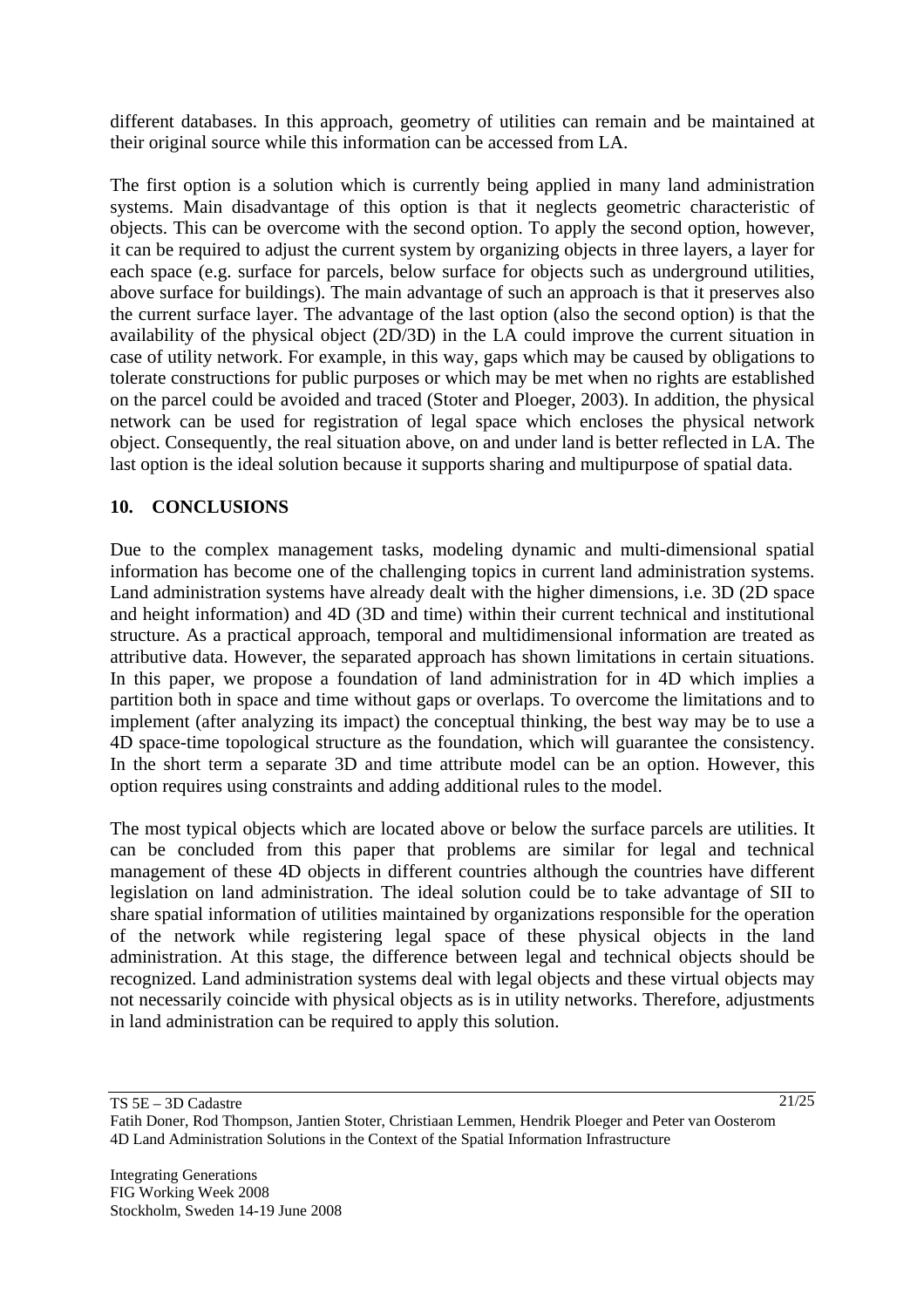different databases. In this approach, geometry of utilities can remain and be maintained at their original source while this information can be accessed from LA.

The first option is a solution which is currently being applied in many land administration systems. Main disadvantage of this option is that it neglects geometric characteristic of objects. This can be overcome with the second option. To apply the second option, however, it can be required to adjust the current system by organizing objects in three layers, a layer for each space (e.g. surface for parcels, below surface for objects such as underground utilities, above surface for buildings). The main advantage of such an approach is that it preserves also the current surface layer. The advantage of the last option (also the second option) is that the availability of the physical object (2D/3D) in the LA could improve the current situation in case of utility network. For example, in this way, gaps which may be caused by obligations to tolerate constructions for public purposes or which may be met when no rights are established on the parcel could be avoided and traced (Stoter and Ploeger, 2003). In addition, the physical network can be used for registration of legal space which encloses the physical network object. Consequently, the real situation above, on and under land is better reflected in LA. The last option is the ideal solution because it supports sharing and multipurpose of spatial data.

## 10. CONCLUSIONS

Due to the complex management tasks, modeling dynamic and multi-dimensional spatial information has become one of the challenging topics in current land administration systems. Land administration systems have already dealt with the higher dimensions, i.e. 3D (2D space and height information) and 4D (3D and time) within their current technical and institutional structure. As a practical approach, temporal and multidimensional information are treated as attributive data. However, the separated approach has shown limitations in certain situations. In this paper, we propose a foundation of land administration for in 4D which implies a partition both in space and time without gaps or overlaps. To overcome the limitations and to implement (after analyzing its impact) the conceptual thinking, the best way may be to use a 4D space-time topological structure as the foundation, which will guarantee the consistency. In the short term a separate 3D and time attribute model can be an option. However, this option requires using constraints and adding additional rules to the model.

The most typical objects which are located above or below the surface parcels are utilities. It can be concluded from this paper that problems are similar for legal and technical management of these 4D objects in different countries although the countries have different legislation on land administration. The ideal solution could be to take advantage of SII to share spatial information of utilities maintained by organizations responsible for the operation of the network while registering legal space of these physical objects in the land administration. At this stage, the difference between legal and technical objects should be recognized. Land administration systems deal with legal objects and these virtual objects may not necessarily coincide with physical objects as is in utility networks. Therefore, adjustments in land administration can be required to apply this solution.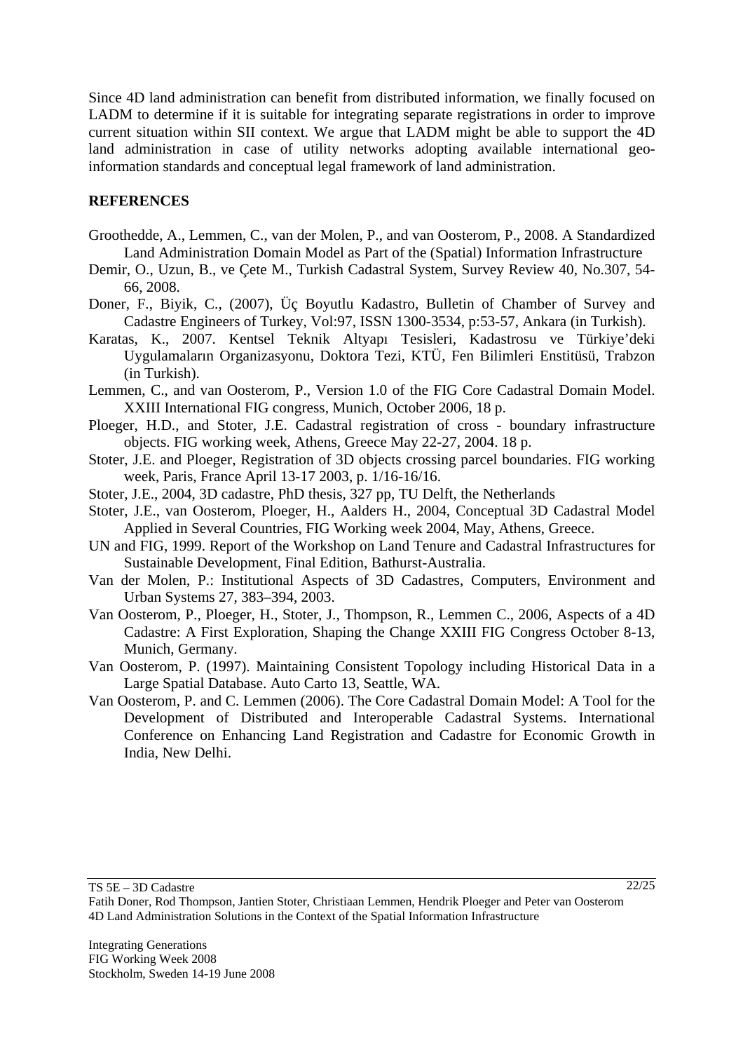Since 4D land administration can benefit from distributed information, we finally focused on LADM to determine if it is suitable for integrating separate registrations in order to improve current situation within SII context. We argue that LADM might be able to support the 4D land administration in case of utility networks adopting available international geo-information standards and conceptual legal framework of land administration.

## REFERENCES

Groothedde, A., Lemmen, C., van der Molen, P., and van Oosterom, P., 2008. A Standardized Land Administration Domain Model as Part of the (Spatial) Information Infrastructure

Demir, O., Uzun, B., ve Çete M., Turkish Cadastral System, Survey Review 40, No.307, 54-66, 2008.

Doner, F., Biyik, C., (2007), Üç Boyutlu Kadastro, Bulletin of Chamber of Survey and Cadastre Engineers of Turkey, Vol:97, ISSN 1300-3534, p:53-57, Ankara (in Turkish).

Karatas, K., 2007. Kentsel Teknik Altyapı Tesisleri, Kadastrosu ve Türkiye'deki Uygulamaların Organizasyonu, Doktora Tezi, KTÜ, Fen Bilimleri Enstitüsü, Trabzon (in Turkish).

Lemmen, C., and van Oosterom, P., Version 1.0 of the FIG Core Cadastral Domain Model. XXIII International FIG congress, Munich, October 2006, 18 p.

Ploeger, H.D., and Stoter, J.E. Cadastral registration of cross - boundary infrastructure objects. FIG working week, Athens, Greece May 22-27, 2004. 18 p.

Stoter, J.E. and Ploeger, Registration of 3D objects crossing parcel boundaries. FIG working week, Paris, France April 13-17 2003, p. 1/16-16/16.

Stoter, J.E., 2004, 3D cadastre, PhD thesis, 327 pp, TU Delft, the Netherlands

Stoter, J.E., van Oosterom, Ploeger, H., Aalders H., 2004, Conceptual 3D Cadastral Model Applied in Several Countries, FIG Working week 2004, May, Athens, Greece.

UN and FIG, 1999. Report of the Workshop on Land Tenure and Cadastral Infrastructures for Sustainable Development, Final Edition, Bathurst-Australia.

Van der Molen, P.: Institutional Aspects of 3D Cadastres, Computers, Environment and Urban Systems 27, 383–394, 2003.

Van Oosterom, P., Ploeger, H., Stoter, J., Thompson, R., Lemmen C., 2006, Aspects of a 4D Cadastre: A First Exploration, Shaping the Change XXIII FIG Congress October 8-13, Munich, Germany.

Van Oosterom, P. (1997). Maintaining Consistent Topology including Historical Data in a Large Spatial Database. Auto Carto 13, Seattle, WA.

Van Oosterom, P. and C. Lemmen (2006). The Core Cadastral Domain Model: A Tool for the Development of Distributed and Interoperable Cadastral Systems. International Conference on Enhancing Land Registration and Cadastre for Economic Growth in India, New Delhi.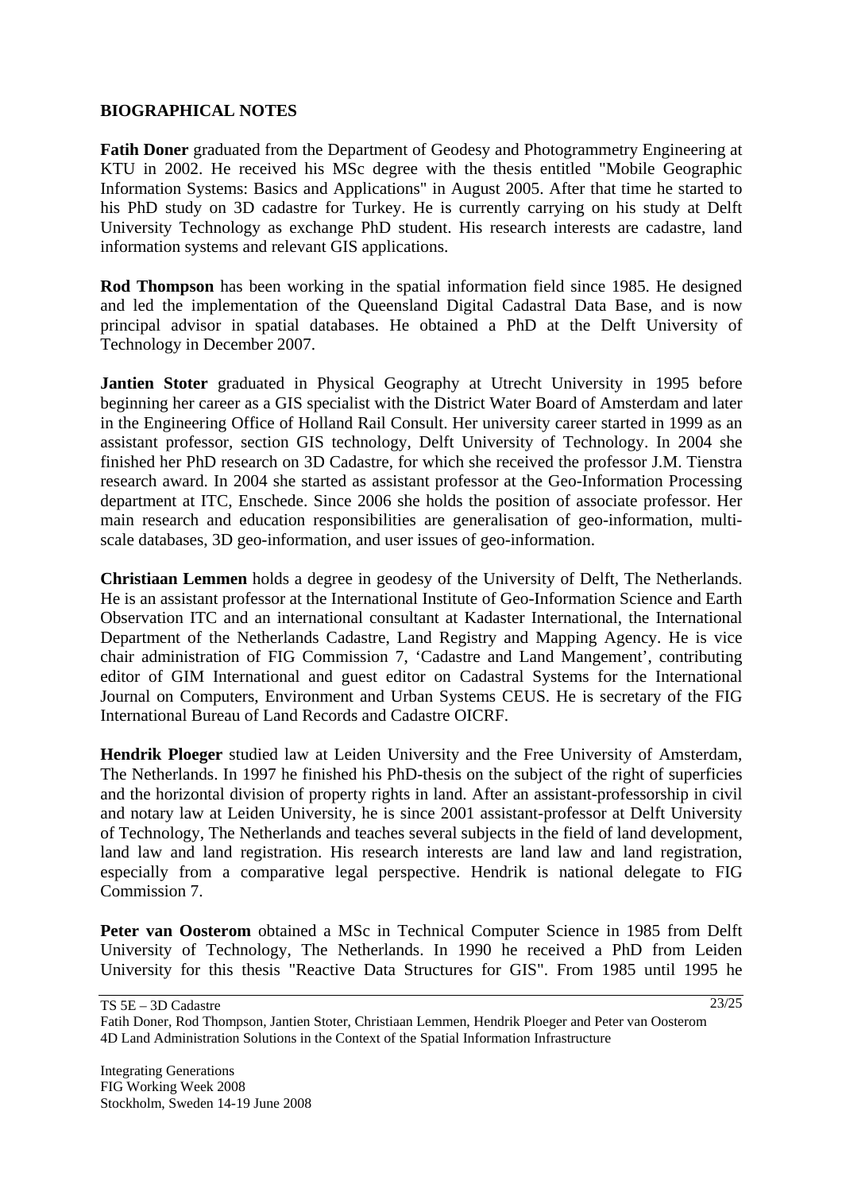## BIOGRAPHICAL NOTES

**Fatih Doner** graduated from the Department of Geodesy and Photogrammetry Engineering at KTU in 2002. He received his MSc degree with the thesis entitled "Mobile Geographic Information Systems: Basics and Applications" in August 2005. After that time he started to his PhD study on 3D cadastre for Turkey. He is currently carrying on his study at Delft University Technology as exchange PhD student. His research interests are cadastre, land information systems and relevant GIS applications.

**Rod Thompson** has been working in the spatial information field since 1985. He designed and led the implementation of the Queensland Digital Cadastral Data Base, and is now principal advisor in spatial databases. He obtained a PhD at the Delft University of Technology in December 2007.

**Jantien Stoter** graduated in Physical Geography at Utrecht University in 1995 before beginning her career as a GIS specialist with the District Water Board of Amsterdam and later in the Engineering Office of Holland Rail Consult. Her university career started in 1999 as an assistant professor, section GIS technology, Delft University of Technology. In 2004 she finished her PhD research on 3D Cadastre, for which she received the professor J.M. Tienstra research award. In 2004 she started as assistant professor at the Geo-Information Processing department at ITC, Enschede. Since 2006 she holds the position of associate professor. Her main research and education responsibilities are generalisation of geo-information, multi-scale databases, 3D geo-information, and user issues of geo-information.

**Christiaan Lemmen** holds a degree in geodesy of the University of Delft, The Netherlands. He is an assistant professor at the International Institute of Geo-Information Science and Earth Observation ITC and an international consultant at Kadaster International, the International Department of the Netherlands Cadastre, Land Registry and Mapping Agency. He is vice chair administration of FIG Commission 7, 'Cadastre and Land Mangement', contributing editor of GIM International and guest editor on Cadastral Systems for the International Journal on Computers, Environment and Urban Systems CEUS. He is secretary of the FIG International Bureau of Land Records and Cadastre OICRF.

**Hendrik Ploeger** studied law at Leiden University and the Free University of Amsterdam, The Netherlands. In 1997 he finished his PhD-thesis on the subject of the right of superficies and the horizontal division of property rights in land. After an assistant-professorship in civil and notary law at Leiden University, he is since 2001 assistant-professor at Delft University of Technology, The Netherlands and teaches several subjects in the field of land development, land law and land registration. His research interests are land law and land registration, especially from a comparative legal perspective. Hendrik is national delegate to FIG Commission 7.

**Peter van Oosterom** obtained a MSc in Technical Computer Science in 1985 from Delft University of Technology, The Netherlands. In 1990 he received a PhD from Leiden University for this thesis "Reactive Data Structures for GIS". From 1985 until 1995 he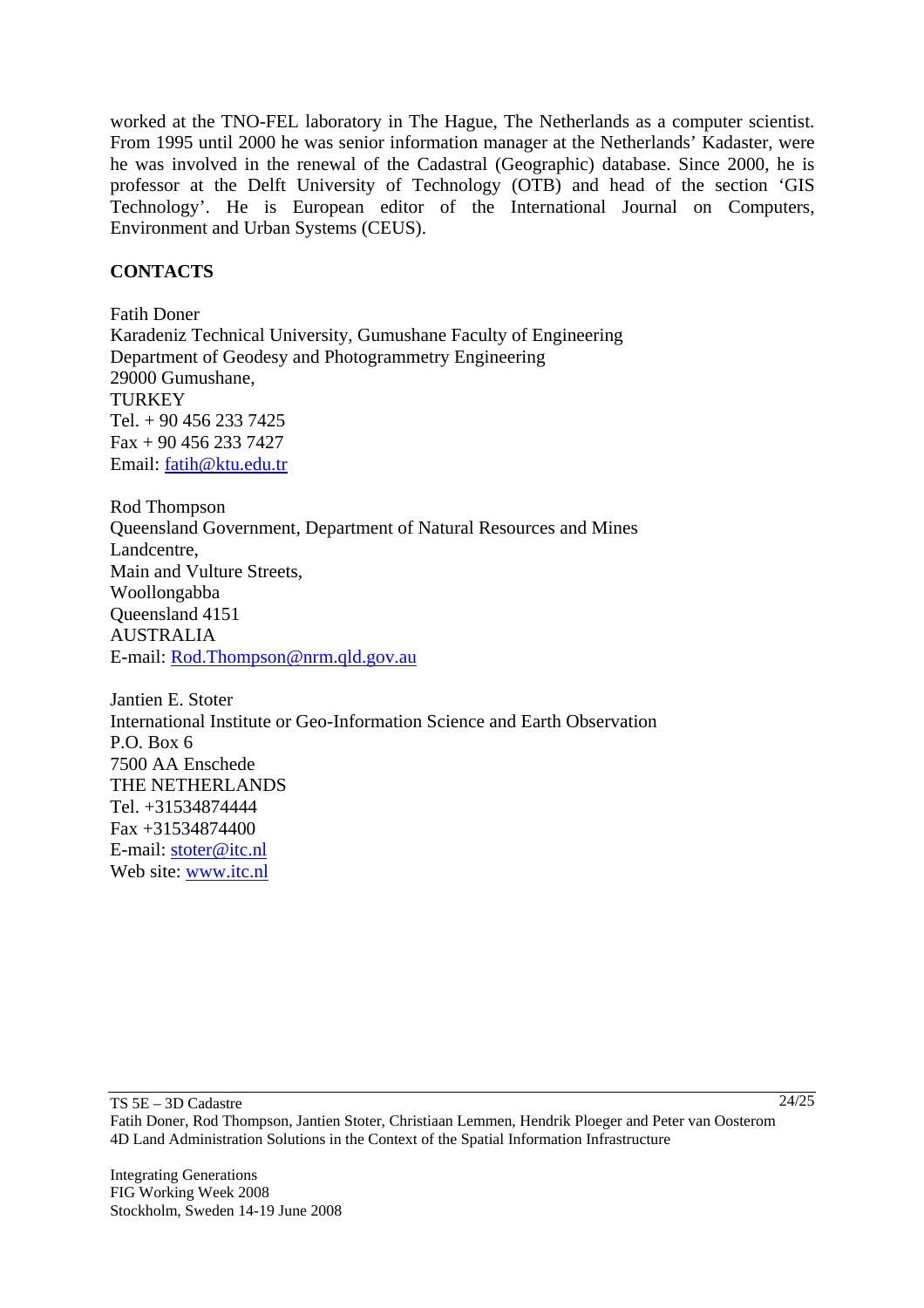worked at the TNO-FEL laboratory in The Hague, The Netherlands as a computer scientist. From 1995 until 2000 he was senior information manager at the Netherlands' Kadaster, were he was involved in the renewal of the Cadastral (Geographic) database. Since 2000, he is professor at the Delft University of Technology (OTB) and head of the section 'GIS Technology'. He is European editor of the International Journal on Computers, Environment and Urban Systems (CEUS).

## CONTACTS

Fatih Doner
Karadeniz Technical University, Gumushane Faculty of Engineering
Department of Geodesy and Photogrammetry Engineering
29000 Gumushane,
TURKEY
Tel. + 90 456 233 7425
Fax + 90 456 233 7427
Email: fatih@ktu.edu.tr

Rod Thompson
Queensland Government, Department of Natural Resources and Mines
Landcentre,
Main and Vulture Streets,
Woollongabba
Queensland 4151
AUSTRALIA
E-mail: Rod.Thompson@nrm.qld.gov.au

Jantien E. Stoter
International Institute or Geo-Information Science and Earth Observation
P.O. Box 6
7500 AA Enschede
THE NETHERLANDS
Tel. +31534874444
Fax +31534874400
E-mail: stoter@itc.nl
Web site: www.itc.nl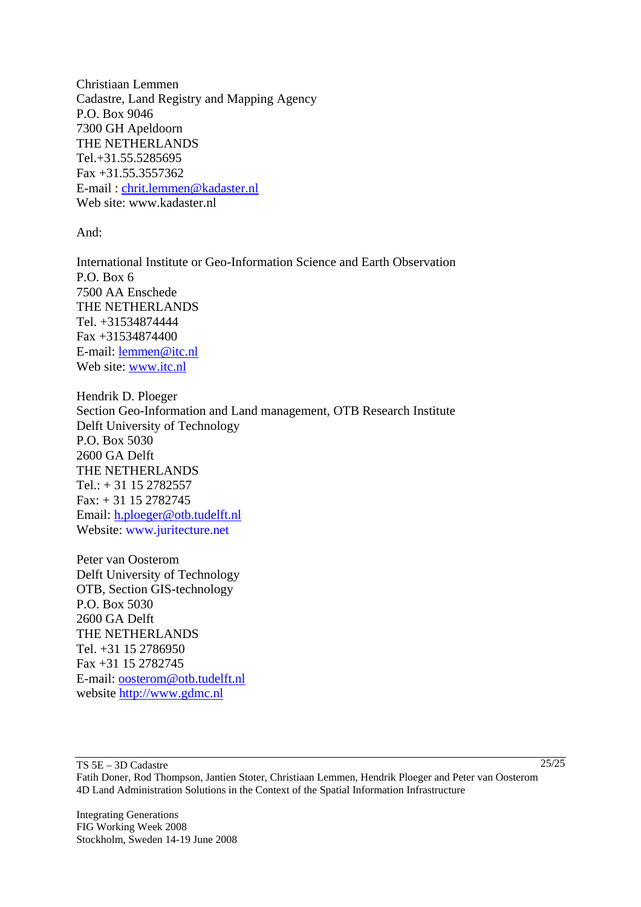Christiaan Lemmen
Cadastre, Land Registry and Mapping Agency
P.O. Box 9046
7300 GH Apeldoorn
THE NETHERLANDS
Tel.+31.55.5285695
Fax +31.55.3557362
E-mail : chrit.lemmen@kadaster.nl
Web site: www.kadaster.nl

And:

International Institute or Geo-Information Science and Earth Observation
P.O. Box 6
7500 AA Enschede
THE NETHERLANDS
Tel. +31534874444
Fax +31534874400
E-mail: lemmen@itc.nl
Web site: www.itc.nl

Hendrik D. Ploeger
Section Geo-Information and Land management, OTB Research Institute
Delft University of Technology
P.O. Box 5030
2600 GA Delft
THE NETHERLANDS
Tel.: + 31 15 2782557
Fax: + 31 15 2782745
Email: h.ploeger@otb.tudelft.nl
Website: www.juritecture.net

Peter van Oosterom
Delft University of Technology
OTB, Section GIS-technology
P.O. Box 5030
2600 GA Delft
THE NETHERLANDS
Tel. +31 15 2786950
Fax +31 15 2782745
E-mail: oosterom@otb.tudelft.nl
website http://www.gdmc.nl